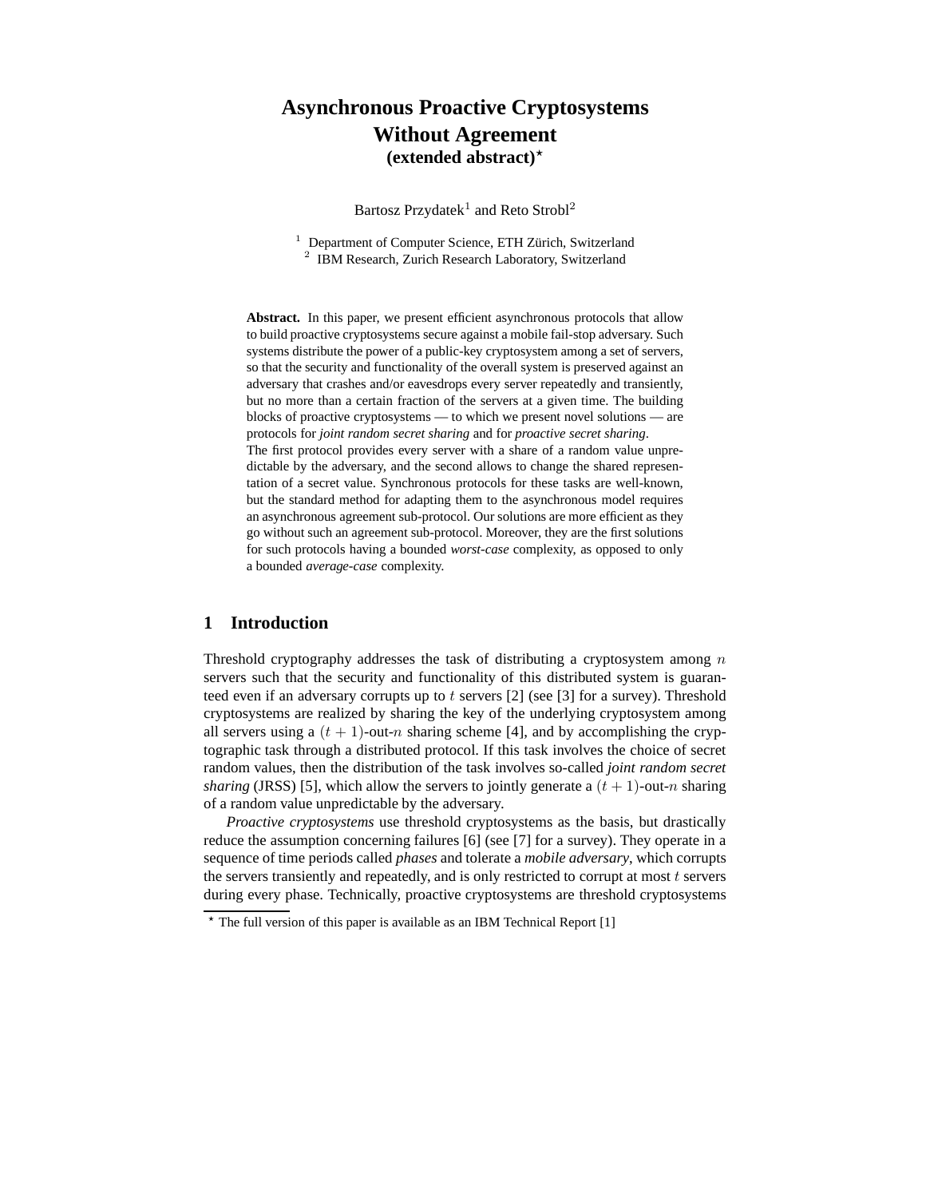# Asynchronous Proactive Cryptosystems Without Agreement

## (extended abstract)*

Bartosz Przydatek[1] and Reto Strobl[2]

[1] Department of Computer Science, ETH Zürich, Switzerland
[2] IBM Research, Zurich Research Laboratory, Switzerland

**Abstract.** In this paper, we present efficient asynchronous protocols that allow to build proactive cryptosystems secure against a mobile fail-stop adversary. Such systems distribute the power of a public-key cryptosystem among a set of servers, so that the security and functionality of the overall system is preserved against an adversary that crashes and/or eavesdrops every server repeatedly and transiently, but no more than a certain fraction of the servers at a given time. The building blocks of proactive cryptosystems — to which we present novel solutions — are protocols for *joint random secret sharing* and for *proactive secret sharing*.
The first protocol provides every server with a share of a random value unpredictable by the adversary, and the second allows to change the shared representation of a secret value. Synchronous protocols for these tasks are well-known, but the standard method for adapting them to the asynchronous model requires an asynchronous agreement sub-protocol. Our solutions are more efficient as they go without such an agreement sub-protocol. Moreover, they are the first solutions for such protocols having a bounded *worst-case* complexity, as opposed to only a bounded *average-case* complexity.

## 1 Introduction

Threshold cryptography addresses the task of distributing a cryptosystem among $n$ servers such that the security and functionality of this distributed system is guaranteed even if an adversary corrupts up to $t$ servers [2] (see [3] for a survey). Threshold cryptosystems are realized by sharing the key of the underlying cryptosystem among all servers using a $(t+1)$-out-$n$ sharing scheme [4], and by accomplishing the cryptographic task through a distributed protocol. If this task involves the choice of secret random values, then the distribution of the task involves so-called *joint random secret sharing* (JRSS) [5], which allow the servers to jointly generate a $(t+1)$-out-$n$ sharing of a random value unpredictable by the adversary.

*Proactive cryptosystems* use threshold cryptosystems as the basis, but drastically reduce the assumption concerning failures [6] (see [7] for a survey). They operate in a sequence of time periods called *phases* and tolerate a *mobile adversary*, which corrupts the servers transiently and repeatedly, and is only restricted to corrupt at most $t$ servers during every phase. Technically, proactive cryptosystems are threshold cryptosystems

* The full version of this paper is available as an IBM Technical Report [1]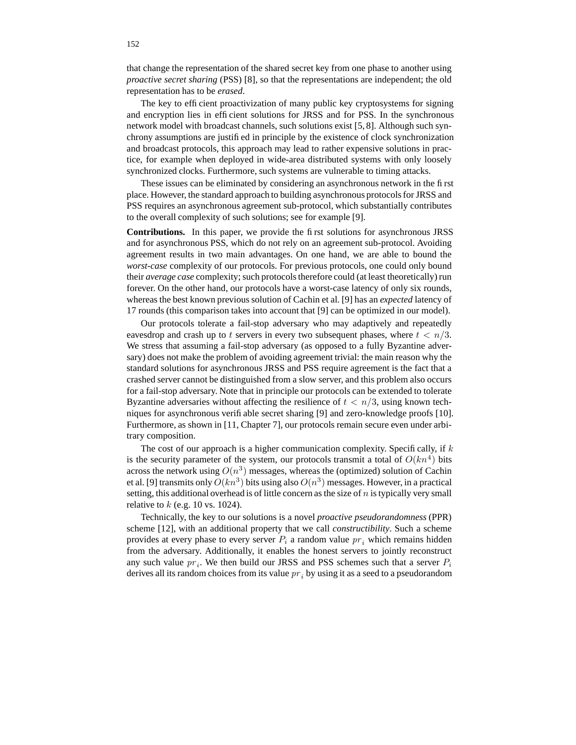that change the representation of the shared secret key from one phase to another using *proactive secret sharing* (PSS) [8], so that the representations are independent; the old representation has to be *erased*.

The key to efficient proactivization of many public key cryptosystems for signing and encryption lies in efficient solutions for JRSS and for PSS. In the synchronous network model with broadcast channels, such solutions exist [5, 8]. Although such synchrony assumptions are justified in principle by the existence of clock synchronization and broadcast protocols, this approach may lead to rather expensive solutions in practice, for example when deployed in wide-area distributed systems with only loosely synchronized clocks. Furthermore, such systems are vulnerable to timing attacks.

These issues can be eliminated by considering an asynchronous network in the first place. However, the standard approach to building asynchronous protocols for JRSS and PSS requires an asynchronous agreement sub-protocol, which substantially contributes to the overall complexity of such solutions; see for example [9].

**Contributions.** In this paper, we provide the first solutions for asynchronous JRSS and for asynchronous PSS, which do not rely on an agreement sub-protocol. Avoiding agreement results in two main advantages. On one hand, we are able to bound the *worst-case* complexity of our protocols. For previous protocols, one could only bound their *average case* complexity; such protocols therefore could (at least theoretically) run forever. On the other hand, our protocols have a worst-case latency of only six rounds, whereas the best known previous solution of Cachin et al. [9] has an *expected* latency of 17 rounds (this comparison takes into account that [9] can be optimized in our model).

Our protocols tolerate a fail-stop adversary who may adaptively and repeatedly eavesdrop and crash up to $t$ servers in every two subsequent phases, where $t < n/3$. We stress that assuming a fail-stop adversary (as opposed to a fully Byzantine adversary) does not make the problem of avoiding agreement trivial: the main reason why the standard solutions for asynchronous JRSS and PSS require agreement is the fact that a crashed server cannot be distinguished from a slow server, and this problem also occurs for a fail-stop adversary. Note that in principle our protocols can be extended to tolerate Byzantine adversaries without affecting the resilience of $t < n/3$, using known techniques for asynchronous verifiable secret sharing [9] and zero-knowledge proofs [10]. Furthermore, as shown in [11, Chapter 7], our protocols remain secure even under arbitrary composition.

The cost of our approach is a higher communication complexity. Specifically, if $k$ is the security parameter of the system, our protocols transmit a total of $O(kn^4)$ bits across the network using $O(n^3)$ messages, whereas the (optimized) solution of Cachin et al. [9] transmits only $O(kn^3)$ bits using also $O(n^3)$ messages. However, in a practical setting, this additional overhead is of little concern as the size of $n$ is typically very small relative to $k$ (e.g. 10 vs. 1024).

Technically, the key to our solutions is a novel *proactive pseudorandomness* (PPR) scheme [12], with an additional property that we call *constructibility*. Such a scheme provides at every phase to every server $P_i$ a random value $pr_i$ which remains hidden from the adversary. Additionally, it enables the honest servers to jointly reconstruct any such value $pr_i$. We then build our JRSS and PSS schemes such that a server $P_i$ derives all its random choices from its value $pr_i$ by using it as a seed to a pseudorandom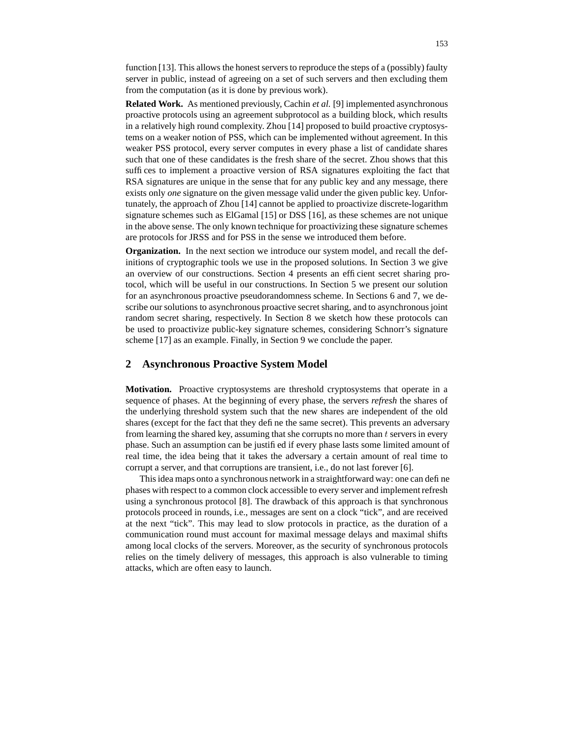function [13]. This allows the honest servers to reproduce the steps of a (possibly) faulty server in public, instead of agreeing on a set of such servers and then excluding them from the computation (as it is done by previous work).

**Related Work.** As mentioned previously, Cachin *et al.* [9] implemented asynchronous proactive protocols using an agreement subprotocol as a building block, which results in a relatively high round complexity. Zhou [14] proposed to build proactive cryptosystems on a weaker notion of PSS, which can be implemented without agreement. In this weaker PSS protocol, every server computes in every phase a list of candidate shares such that one of these candidates is the fresh share of the secret. Zhou shows that this suffices to implement a proactive version of RSA signatures exploiting the fact that RSA signatures are unique in the sense that for any public key and any message, there exists only *one* signature on the given message valid under the given public key. Unfortunately, the approach of Zhou [14] cannot be applied to proactivize discrete-logarithm signature schemes such as ElGamal [15] or DSS [16], as these schemes are not unique in the above sense. The only known technique for proactivizing these signature schemes are protocols for JRSS and for PSS in the sense we introduced them before.

**Organization.** In the next section we introduce our system model, and recall the definitions of cryptographic tools we use in the proposed solutions. In Section 3 we give an overview of our constructions. Section 4 presents an efficient secret sharing protocol, which will be useful in our constructions. In Section 5 we present our solution for an asynchronous proactive pseudorandomness scheme. In Sections 6 and 7, we describe our solutions to asynchronous proactive secret sharing, and to asynchronous joint random secret sharing, respectively. In Section 8 we sketch how these protocols can be used to proactivize public-key signature schemes, considering Schnorr's signature scheme [17] as an example. Finally, in Section 9 we conclude the paper.

## 2 Asynchronous Proactive System Model

**Motivation.** Proactive cryptosystems are threshold cryptosystems that operate in a sequence of phases. At the beginning of every phase, the servers *refresh* the shares of the underlying threshold system such that the new shares are independent of the old shares (except for the fact that they define the same secret). This prevents an adversary from learning the shared key, assuming that she corrupts no more than $t$ servers in every phase. Such an assumption can be justified if every phase lasts some limited amount of real time, the idea being that it takes the adversary a certain amount of real time to corrupt a server, and that corruptions are transient, i.e., do not last forever [6].

This idea maps onto a synchronous network in a straightforward way: one can define phases with respect to a common clock accessible to every server and implement refresh using a synchronous protocol [8]. The drawback of this approach is that synchronous protocols proceed in rounds, i.e., messages are sent on a clock "tick", and are received at the next "tick". This may lead to slow protocols in practice, as the duration of a communication round must account for maximal message delays and maximal shifts among local clocks of the servers. Moreover, as the security of synchronous protocols relies on the timely delivery of messages, this approach is also vulnerable to timing attacks, which are often easy to launch.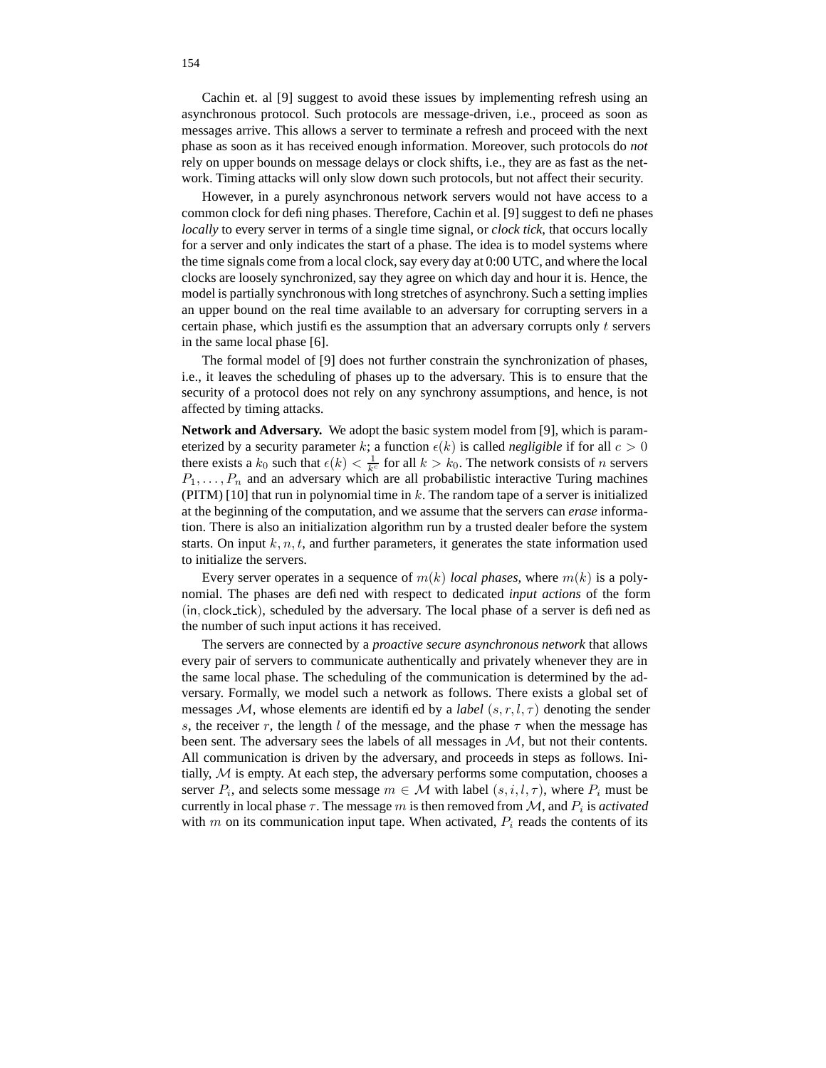Cachin et. al [9] suggest to avoid these issues by implementing refresh using an asynchronous protocol. Such protocols are message-driven, i.e., proceed as soon as messages arrive. This allows a server to terminate a refresh and proceed with the next phase as soon as it has received enough information. Moreover, such protocols do *not* rely on upper bounds on message delays or clock shifts, i.e., they are as fast as the network. Timing attacks will only slow down such protocols, but not affect their security.

However, in a purely asynchronous network servers would not have access to a common clock for defining phases. Therefore, Cachin et al. [9] suggest to define phases *locally* to every server in terms of a single time signal, or *clock tick*, that occurs locally for a server and only indicates the start of a phase. The idea is to model systems where the time signals come from a local clock, say every day at 0:00 UTC, and where the local clocks are loosely synchronized, say they agree on which day and hour it is. Hence, the model is partially synchronous with long stretches of asynchrony. Such a setting implies an upper bound on the real time available to an adversary for corrupting servers in a certain phase, which justifies the assumption that an adversary corrupts only $t$ servers in the same local phase [6].

The formal model of [9] does not further constrain the synchronization of phases, i.e., it leaves the scheduling of phases up to the adversary. This is to ensure that the security of a protocol does not rely on any synchrony assumptions, and hence, is not affected by timing attacks.

**Network and Adversary.** We adopt the basic system model from [9], which is parameterized by a security parameter $k$; a function $\epsilon(k)$ is called *negligible* if for all $c > 0$ there exists a $k_0$ such that $\epsilon(k) < \frac{1}{k^c}$ for all $k > k_0$. The network consists of $n$ servers $P_1, \ldots, P_n$ and an adversary which are all probabilistic interactive Turing machines (PITM) [10] that run in polynomial time in $k$. The random tape of a server is initialized at the beginning of the computation, and we assume that the servers can *erase* information. There is also an initialization algorithm run by a trusted dealer before the system starts. On input $k, n, t$, and further parameters, it generates the state information used to initialize the servers.

Every server operates in a sequence of $m(k)$ *local phases*, where $m(k)$ is a polynomial. The phases are defined with respect to dedicated *input actions* of the form $(\mathsf{in}, \mathsf{clock\_tick})$, scheduled by the adversary. The local phase of a server is defined as the number of such input actions it has received.

The servers are connected by a *proactive secure asynchronous network* that allows every pair of servers to communicate authentically and privately whenever they are in the same local phase. The scheduling of the communication is determined by the adversary. Formally, we model such a network as follows. There exists a global set of messages $\mathcal{M}$, whose elements are identified by a *label* $(s, r, l, \tau)$ denoting the sender $s$, the receiver $r$, the length $l$ of the message, and the phase $\tau$ when the message has been sent. The adversary sees the labels of all messages in $\mathcal{M}$, but not their contents. All communication is driven by the adversary, and proceeds in steps as follows. Initially, $\mathcal{M}$ is empty. At each step, the adversary performs some computation, chooses a server $P_i$, and selects some message $m \in \mathcal{M}$ with label $(s, i, l, \tau)$, where $P_i$ must be currently in local phase $\tau$. The message $m$ is then removed from $\mathcal{M}$, and $P_i$ is *activated* with $m$ on its communication input tape. When activated, $P_i$ reads the contents of its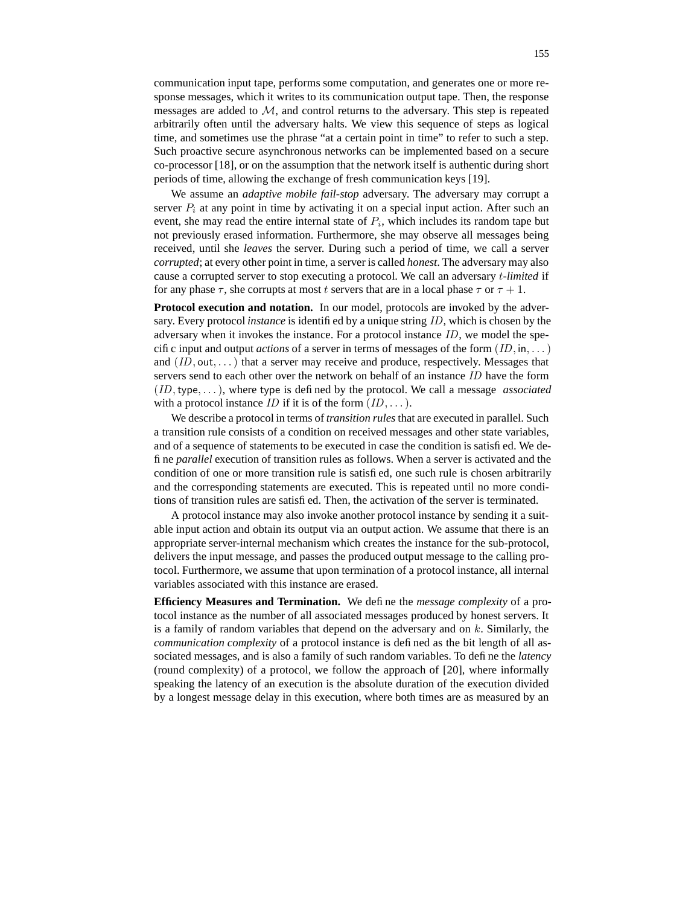communication input tape, performs some computation, and generates one or more response messages, which it writes to its communication output tape. Then, the response messages are added to $\mathcal{M}$, and control returns to the adversary. This step is repeated arbitrarily often until the adversary halts. We view this sequence of steps as logical time, and sometimes use the phrase "at a certain point in time" to refer to such a step. Such proactive secure asynchronous networks can be implemented based on a secure co-processor [18], or on the assumption that the network itself is authentic during short periods of time, allowing the exchange of fresh communication keys [19].

We assume an *adaptive mobile fail-stop* adversary. The adversary may corrupt a server $P_i$ at any point in time by activating it on a special input action. After such an event, she may read the entire internal state of $P_i$, which includes its random tape but not previously erased information. Furthermore, she may observe all messages being received, until she *leaves* the server. During such a period of time, we call a server *corrupted*; at every other point in time, a server is called *honest*. The adversary may also cause a corrupted server to stop executing a protocol. We call an adversary $t$*-limited* if for any phase $\tau$, she corrupts at most $t$ servers that are in a local phase $\tau$ or $\tau + 1$.

**Protocol execution and notation.** In our model, protocols are invoked by the adversary. Every protocol *instance* is identified by a unique string $ID$, which is chosen by the adversary when it invokes the instance. For a protocol instance $ID$, we model the specific input and output *actions* of a server in terms of messages of the form $(ID, \mathsf{in}, \dots)$ and $(ID, \mathsf{out}, \dots)$ that a server may receive and produce, respectively. Messages that servers send to each other over the network on behalf of an instance $ID$ have the form $(ID, \mathsf{type}, \dots)$, where $\mathsf{type}$ is defined by the protocol. We call a message *associated* with a protocol instance $ID$ if it is of the form $(ID, \dots)$.

We describe a protocol in terms of *transition rules* that are executed in parallel. Such a transition rule consists of a condition on received messages and other state variables, and of a sequence of statements to be executed in case the condition is satisfied. We define *parallel* execution of transition rules as follows. When a server is activated and the condition of one or more transition rule is satisfied, one such rule is chosen arbitrarily and the corresponding statements are executed. This is repeated until no more conditions of transition rules are satisfied. Then, the activation of the server is terminated.

A protocol instance may also invoke another protocol instance by sending it a suitable input action and obtain its output via an output action. We assume that there is an appropriate server-internal mechanism which creates the instance for the sub-protocol, delivers the input message, and passes the produced output message to the calling protocol. Furthermore, we assume that upon termination of a protocol instance, all internal variables associated with this instance are erased.

**Efficiency Measures and Termination.** We define the *message complexity* of a protocol instance as the number of all associated messages produced by honest servers. It is a family of random variables that depend on the adversary and on $k$. Similarly, the *communication complexity* of a protocol instance is defined as the bit length of all associated messages, and is also a family of such random variables. To define the *latency* (round complexity) of a protocol, we follow the approach of [20], where informally speaking the latency of an execution is the absolute duration of the execution divided by a longest message delay in this execution, where both times are as measured by an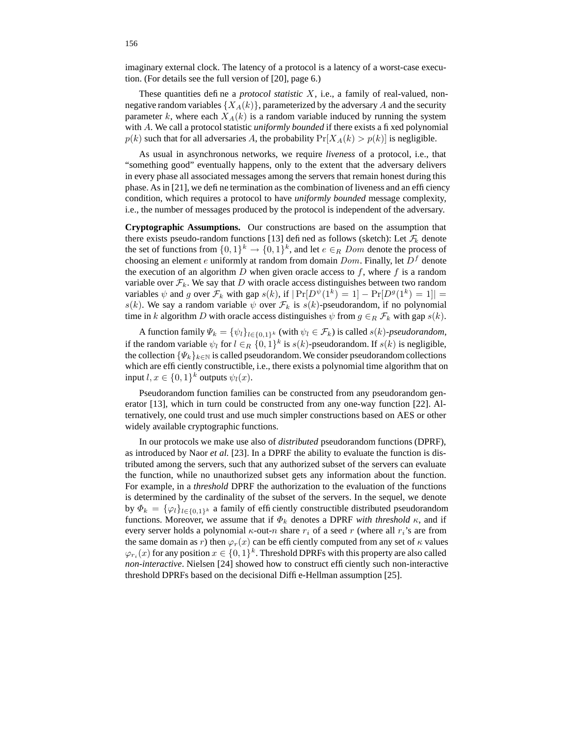imaginary external clock. The latency of a protocol is a latency of a worst-case execution. (For details see the full version of [20], page 6.)

These quantities define a *protocol statistic* $X$, i.e., a family of real-valued, non-negative random variables $\{X_A(k)\}$, parameterized by the adversary $A$ and the security parameter $k$, where each $X_A(k)$ is a random variable induced by running the system with $A$. We call a protocol statistic *uniformly bounded* if there exists a fixed polynomial $p(k)$ such that for all adversaries $A$, the probability $\Pr[X_A(k) > p(k)]$ is negligible.

As usual in asynchronous networks, we require *liveness* of a protocol, i.e., that "something good" eventually happens, only to the extent that the adversary delivers in every phase all associated messages among the servers that remain honest during this phase. As in [21], we define termination as the combination of liveness and an efficiency condition, which requires a protocol to have *uniformly bounded* message complexity, i.e., the number of messages produced by the protocol is independent of the adversary.

**Cryptographic Assumptions.** Our constructions are based on the assumption that there exists pseudo-random functions [13] defined as follows (sketch): Let $\mathcal{F}_k$ denote the set of functions from $\{0,1\}^k \to \{0,1\}^k$, and let $e \in_R Dom$ denote the process of choosing an element $e$ uniformly at random from domain $Dom$. Finally, let $D^f$ denote the execution of an algorithm $D$ when given oracle access to $f$, where $f$ is a random variable over $\mathcal{F}_k$. We say that $D$ with oracle access distinguishes between two random variables $\psi$ and $g$ over $\mathcal{F}_k$ with gap $s(k)$, if $|\Pr[D^{\psi}(1^k) = 1] - \Pr[D^g(1^k) = 1]| = s(k)$. We say a random variable $\psi$ over $\mathcal{F}_k$ is $s(k)$-pseudorandom, if no polynomial time in $k$ algorithm $D$ with oracle access distinguishes $\psi$ from $g \in_R \mathcal{F}_k$ with gap $s(k)$.

A function family $\Psi_k = \{\psi_l\}_{l \in \{0,1\}^k}$ (with $\psi_l \in \mathcal{F}_k$) is called $s(k)$-*pseudorandom*, if the random variable $\psi_l$ for $l \in_R \{0,1\}^k$ is $s(k)$-pseudorandom. If $s(k)$ is negligible, the collection $\{\Psi_k\}_{k \in \mathbb{N}}$ is called pseudorandom. We consider pseudorandom collections which are efficiently constructible, i.e., there exists a polynomial time algorithm that on input $l, x \in \{0,1\}^k$ outputs $\psi_l(x)$.

Pseudorandom function families can be constructed from any pseudorandom generator [13], which in turn could be constructed from any one-way function [22]. Alternatively, one could trust and use much simpler constructions based on AES or other widely available cryptographic functions.

In our protocols we make use also of *distributed* pseudorandom functions (DPRF), as introduced by Naor *et al.* [23]. In a DPRF the ability to evaluate the function is distributed among the servers, such that any authorized subset of the servers can evaluate the function, while no unauthorized subset gets any information about the function. For example, in a *threshold* DPRF the authorization to the evaluation of the functions is determined by the cardinality of the subset of the servers. In the sequel, we denote by $\Phi_k = \{\varphi_l\}_{l \in \{0,1\}^k}$ a family of efficiently constructible distributed pseudorandom functions. Moreover, we assume that if $\Phi_k$ denotes a DPRF *with threshold* $\kappa$, and if every server holds a polynomial $\kappa$-out-$n$ share $r_i$ of a seed $r$ (where all $r_i$'s are from the same domain as $r$) then $\varphi_r(x)$ can be efficiently computed from any set of $\kappa$ values $\varphi_{r_i}(x)$ for any position $x \in \{0,1\}^k$. Threshold DPRFs with this property are also called *non-interactive*. Nielsen [24] showed how to construct efficiently such non-interactive threshold DPRFs based on the decisional Diffie-Hellman assumption [25].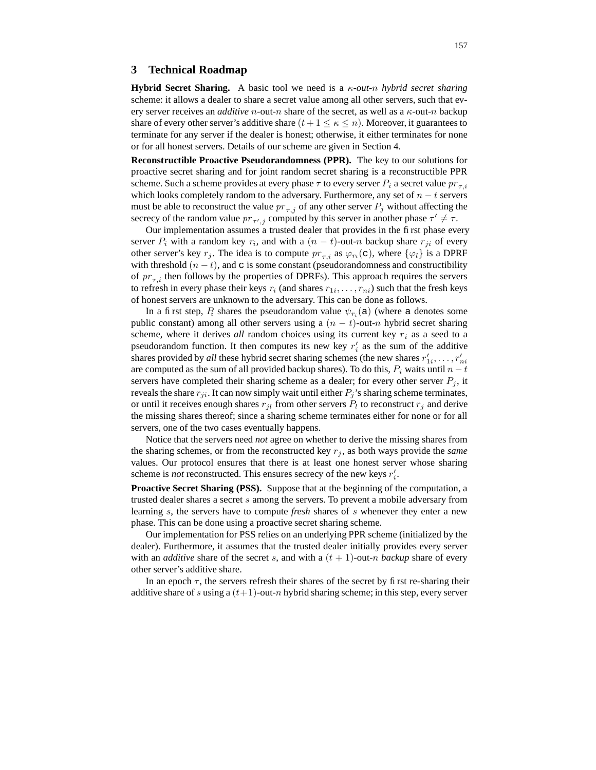## 3 Technical Roadmap

**Hybrid Secret Sharing.** A basic tool we need is a *$\kappa$-out-$n$ hybrid secret sharing* scheme: it allows a dealer to share a secret value among all other servers, such that every server receives an *additive* $n$-out-$n$ share of the secret, as well as a $\kappa$-out-$n$ backup share of every other server's additive share $(t + 1 \leq \kappa \leq n)$. Moreover, it guarantees to terminate for any server if the dealer is honest; otherwise, it either terminates for none or for all honest servers. Details of our scheme are given in Section 4.

**Reconstructible Proactive Pseudorandomness (PPR).** The key to our solutions for proactive secret sharing and for joint random secret sharing is a reconstructible PPR scheme. Such a scheme provides at every phase $\tau$ to every server $P_i$ a secret value $pr_{\tau,i}$ which looks completely random to the adversary. Furthermore, any set of $n - t$ servers must be able to reconstruct the value $pr_{\tau,j}$ of any other server $P_j$ without affecting the secrecy of the random value $pr_{\tau',j}$ computed by this server in another phase $\tau' \neq \tau$.

Our implementation assumes a trusted dealer that provides in the first phase every server $P_i$ with a random key $r_i$, and with a $(n - t)$-out-$n$ backup share $r_{ji}$ of every other server's key $r_j$. The idea is to compute $pr_{\tau,i}$ as $\varphi_{r_i}(\mathtt{c})$, where $\{\varphi_l\}$ is a DPRF with threshold $(n - t)$, and $\mathtt{c}$ is some constant (pseudorandomness and constructibility of $pr_{\tau,i}$ then follows by the properties of DPRFs). This approach requires the servers to refresh in every phase their keys $r_i$ (and shares $r_{1i}, \ldots, r_{ni}$) such that the fresh keys of honest servers are unknown to the adversary. This can be done as follows.

In a first step, $P_i$ shares the pseudorandom value $\psi_{r_i}(\mathtt{a})$ (where $\mathtt{a}$ denotes some public constant) among all other servers using a $(n - t)$-out-$n$ hybrid secret sharing scheme, where it derives *all* random choices using its current key $r_i$ as a seed to a pseudorandom function. It then computes its new key $r'_i$ as the sum of the additive shares provided by *all* these hybrid secret sharing schemes (the new shares $r'_{1i}, \ldots, r'_{ni}$ are computed as the sum of all provided backup shares). To do this, $P_i$ waits until $n - t$ servers have completed their sharing scheme as a dealer; for every other server $P_j$, it reveals the share $r_{ji}$. It can now simply wait until either $P_j$'s sharing scheme terminates, or until it receives enough shares $r_{jl}$ from other servers $P_l$ to reconstruct $r_j$ and derive the missing shares thereof; since a sharing scheme terminates either for none or for all servers, one of the two cases eventually happens.

Notice that the servers need *not* agree on whether to derive the missing shares from the sharing schemes, or from the reconstructed key $r_j$, as both ways provide the *same* values. Our protocol ensures that there is at least one honest server whose sharing scheme is *not* reconstructed. This ensures secrecy of the new keys $r'_i$.

**Proactive Secret Sharing (PSS).** Suppose that at the beginning of the computation, a trusted dealer shares a secret $s$ among the servers. To prevent a mobile adversary from learning $s$, the servers have to compute *fresh* shares of $s$ whenever they enter a new phase. This can be done using a proactive secret sharing scheme.

Our implementation for PSS relies on an underlying PPR scheme (initialized by the dealer). Furthermore, it assumes that the trusted dealer initially provides every server with an *additive* share of the secret $s$, and with a $(t + 1)$-out-$n$ *backup* share of every other server's additive share.

In an epoch $\tau$, the servers refresh their shares of the secret by first re-sharing their additive share of $s$ using a $(t+1)$-out-$n$ hybrid sharing scheme; in this step, every server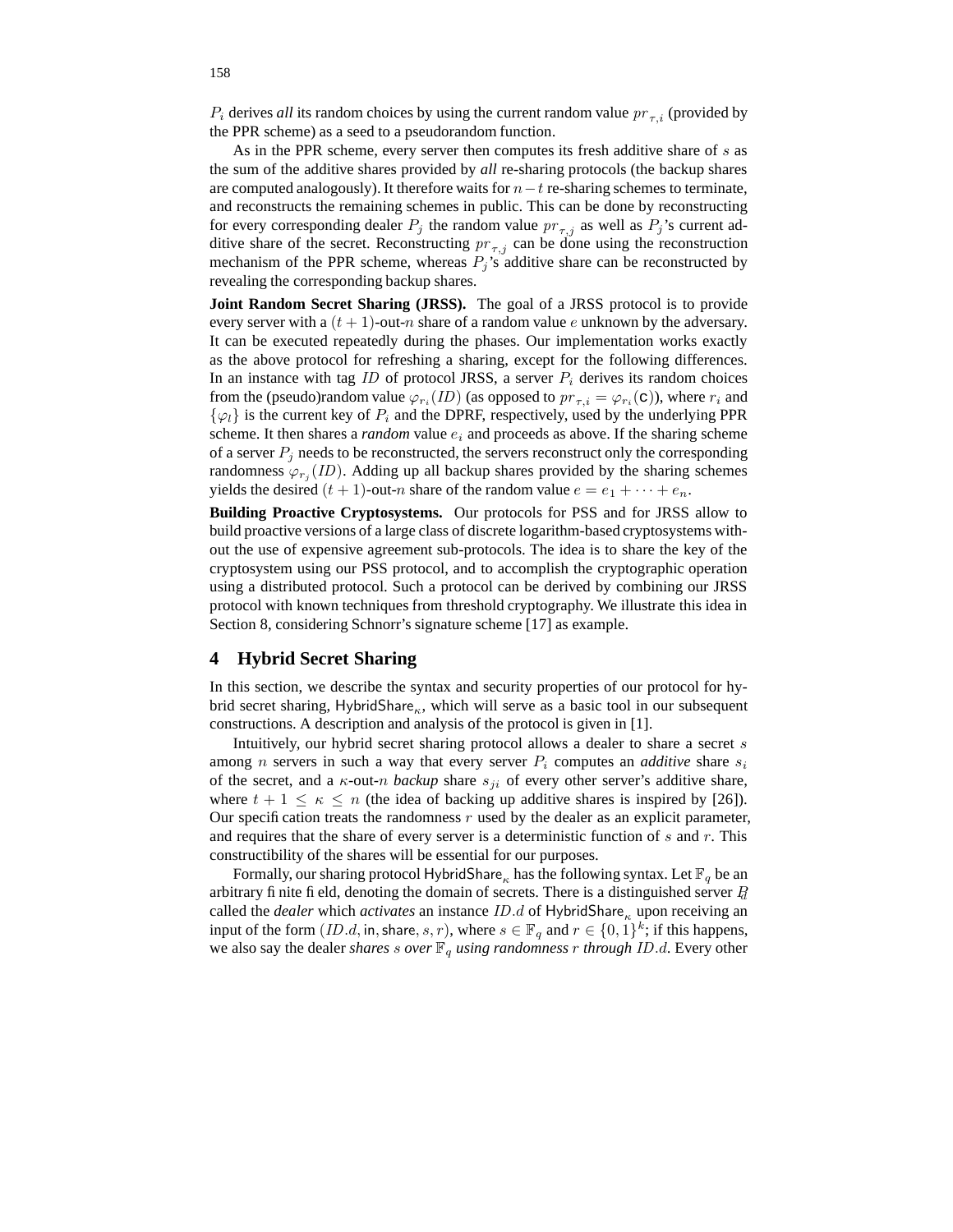$P_i$ derives *all* its random choices by using the current random value $pr_{\tau,i}$ (provided by the PPR scheme) as a seed to a pseudorandom function.

As in the PPR scheme, every server then computes its fresh additive share of $s$ as the sum of the additive shares provided by *all* re-sharing protocols (the backup shares are computed analogously). It therefore waits for $n - t$ re-sharing schemes to terminate, and reconstructs the remaining schemes in public. This can be done by reconstructing for every corresponding dealer $P_j$ the random value $pr_{\tau,j}$ as well as $P_j$'s current additive share of the secret. Reconstructing $pr_{\tau,j}$ can be done using the reconstruction mechanism of the PPR scheme, whereas $P_j$'s additive share can be reconstructed by revealing the corresponding backup shares.

**Joint Random Secret Sharing (JRSS).** The goal of a JRSS protocol is to provide every server with a $(t+1)$-out-$n$ share of a random value $e$ unknown by the adversary. It can be executed repeatedly during the phases. Our implementation works exactly as the above protocol for refreshing a sharing, except for the following differences. In an instance with tag $ID$ of protocol JRSS, a server $P_i$ derives its random choices from the (pseudo)random value $\varphi_{r_i}(ID)$ (as opposed to $pr_{\tau,i} = \varphi_{r_i}(\texttt{c})$), where $r_i$ and $\{\varphi_l\}$ is the current key of $P_i$ and the DPRF, respectively, used by the underlying PPR scheme. It then shares a *random* value $e_i$ and proceeds as above. If the sharing scheme of a server $P_j$ needs to be reconstructed, the servers reconstruct only the corresponding randomness $\varphi_{r_j}(ID)$. Adding up all backup shares provided by the sharing schemes yields the desired $(t+1)$-out-$n$ share of the random value $e = e_1 + \cdots + e_n$.

**Building Proactive Cryptosystems.** Our protocols for PSS and for JRSS allow to build proactive versions of a large class of discrete logarithm-based cryptosystems without the use of expensive agreement sub-protocols. The idea is to share the key of the cryptosystem using our PSS protocol, and to accomplish the cryptographic operation using a distributed protocol. Such a protocol can be derived by combining our JRSS protocol with known techniques from threshold cryptography. We illustrate this idea in Section 8, considering Schnorr's signature scheme [17] as example.

## 4 Hybrid Secret Sharing

In this section, we describe the syntax and security properties of our protocol for hybrid secret sharing, $\mathsf{HybridShare}_\kappa$, which will serve as a basic tool in our subsequent constructions. A description and analysis of the protocol is given in [1].

Intuitively, our hybrid secret sharing protocol allows a dealer to share a secret $s$ among $n$ servers in such a way that every server $P_i$ computes an *additive* share $s_i$ of the secret, and a $\kappa$-out-$n$ *backup* share $s_{ji}$ of every other server's additive share, where $t+1 \leq \kappa \leq n$ (the idea of backing up additive shares is inspired by [26]). Our specification treats the randomness $r$ used by the dealer as an explicit parameter, and requires that the share of every server is a deterministic function of $s$ and $r$. This constructibility of the shares will be essential for our purposes.

Formally, our sharing protocol $\mathsf{HybridShare}_\kappa$ has the following syntax. Let $\mathbb{F}_q$ be an arbitrary finite field, denoting the domain of secrets. There is a distinguished server $P_d$ called the *dealer* which *activates* an instance $ID.d$ of $\mathsf{HybridShare}_\kappa$ upon receiving an input of the form $(ID.d, \mathsf{in}, \mathsf{share}, s, r)$, where $s \in \mathbb{F}_q$ and $r \in \{0,1\}^k$; if this happens, we also say the dealer *shares* $s$ *over* $\mathbb{F}_q$ *using randomness* $r$ *through* $ID.d$. Every other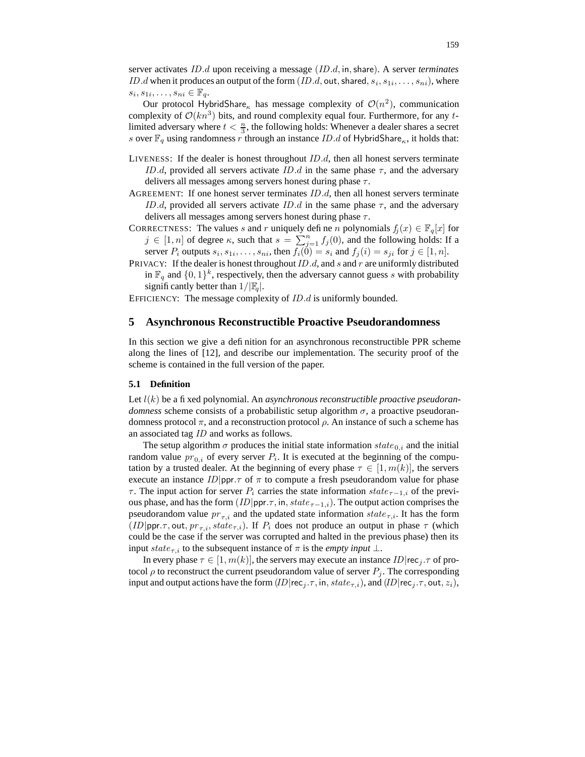server activates $ID.d$ upon receiving a message $(ID.d, \mathsf{in}, \mathsf{share})$. A server *terminates* $ID.d$ when it produces an output of the form $(ID.d, \mathsf{out}, \mathsf{shared}, s_i, s_{1i}, \ldots, s_{ni})$, where $s_i, s_{1i}, \ldots, s_{ni} \in \mathbb{F}_q$.

Our protocol $\mathsf{HybridShare}_\kappa$ has message complexity of $\mathcal{O}(n^2)$, communication complexity of $\mathcal{O}(kn^3)$ bits, and round complexity equal four. Furthermore, for any $t$-limited adversary where $t < \frac{n}{3}$, the following holds: Whenever a dealer shares a secret $s$ over $\mathbb{F}_q$ using randomness $r$ through an instance $ID.d$ of $\mathsf{HybridShare}_\kappa$, it holds that:

LIVENESS: If the dealer is honest throughout $ID.d$, then all honest servers terminate $ID.d$, provided all servers activate $ID.d$ in the same phase $\tau$, and the adversary delivers all messages among servers honest during phase $\tau$.

AGREEMENT: If one honest server terminates $ID.d$, then all honest servers terminate $ID.d$, provided all servers activate $ID.d$ in the same phase $\tau$, and the adversary delivers all messages among servers honest during phase $\tau$.

CORRECTNESS: The values $s$ and $r$ uniquely define $n$ polynomials $f_j(x) \in \mathbb{F}_q[x]$ for $j \in [1, n]$ of degree $\kappa$, such that $s = \sum_{j=1}^{n} f_j(0)$, and the following holds: If a server $P_i$ outputs $s_i, s_{1i}, \ldots, s_{ni}$, then $f_i(0) = s_i$ and $f_j(i) = s_{ji}$ for $j \in [1, n]$.

PRIVACY: If the dealer is honest throughout $ID.d$, and $s$ and $r$ are uniformly distributed in $\mathbb{F}_q$ and $\{0,1\}^k$, respectively, then the adversary cannot guess $s$ with probability significantly better than $1/|\mathbb{F}_q|$.

EFFICIENCY: The message complexity of $ID.d$ is uniformly bounded.

## 5 Asynchronous Reconstructible Proactive Pseudorandomness

In this section we give a definition for an asynchronous reconstructible PPR scheme along the lines of [12], and describe our implementation. The security proof of the scheme is contained in the full version of the paper.

### 5.1 Definition

Let $l(k)$ be a fixed polynomial. An *asynchronous reconstructible proactive pseudorandomness* scheme consists of a probabilistic setup algorithm $\sigma$, a proactive pseudorandomness protocol $\pi$, and a reconstruction protocol $\rho$. An instance of such a scheme has an associated tag $ID$ and works as follows.

The setup algorithm $\sigma$ produces the initial state information $state_{0,i}$ and the initial random value $pr_{0,i}$ of every server $P_i$. It is executed at the beginning of the computation by a trusted dealer. At the beginning of every phase $\tau \in [1, m(k)]$, the servers execute an instance $ID|\mathsf{ppr}.\tau$ of $\pi$ to compute a fresh pseudorandom value for phase $\tau$. The input action for server $P_i$ carries the state information $state_{\tau-1,i}$ of the previous phase, and has the form $(ID|\mathsf{ppr}.\tau, \mathsf{in}, state_{\tau-1,i})$. The output action comprises the pseudorandom value $pr_{\tau,i}$ and the updated state information $state_{\tau,i}$. It has the form $(ID|\mathsf{ppr}.\tau, \mathsf{out}, pr_{\tau,i}, state_{\tau,i})$. If $P_i$ does not produce an output in phase $\tau$ (which could be the case if the server was corrupted and halted in the previous phase) then its input $state_{\tau,i}$ to the subsequent instance of $\pi$ is the *empty input* $\perp$.

In every phase $\tau \in [1, m(k)]$, the servers may execute an instance $ID|\mathsf{rec}_j.\tau$ of protocol $\rho$ to reconstruct the current pseudorandom value of server $P_j$. The corresponding input and output actions have the form $(ID|\mathsf{rec}_j.\tau, \mathsf{in}, state_{\tau,i})$, and $(ID|\mathsf{rec}_j.\tau, \mathsf{out}, z_i)$,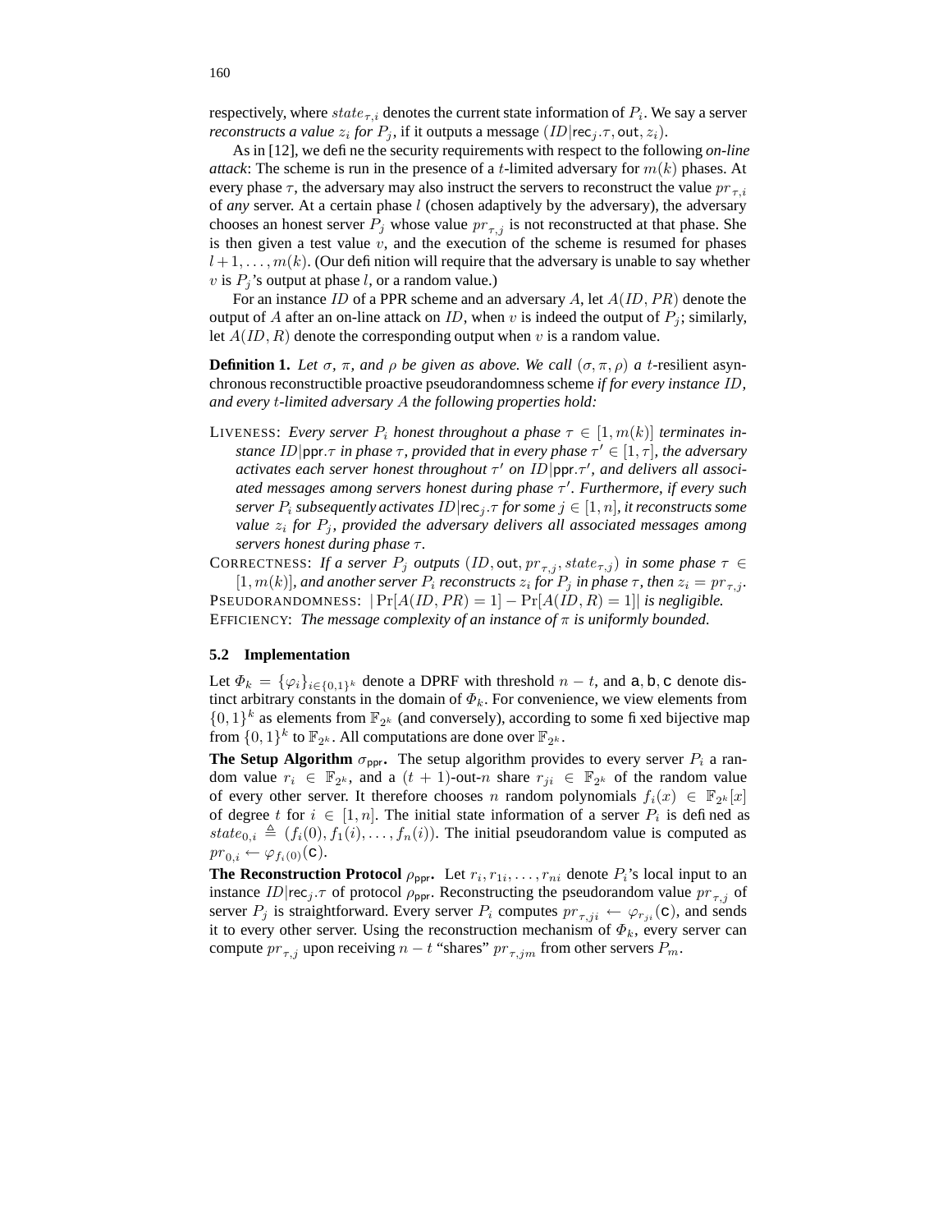respectively, where $state_{\tau,i}$ denotes the current state information of $P_i$. We say a server *reconstructs a value* $z_i$ *for* $P_j$, if it outputs a message $(ID|\mathsf{rec}_j.\tau, \mathsf{out}, z_i)$.

As in [12], we define the security requirements with respect to the following *on-line attack*: The scheme is run in the presence of a $t$-limited adversary for $m(k)$ phases. At every phase $\tau$, the adversary may also instruct the servers to reconstruct the value $pr_{\tau,i}$ of *any* server. At a certain phase $l$ (chosen adaptively by the adversary), the adversary chooses an honest server $P_j$ whose value $pr_{\tau,j}$ is not reconstructed at that phase. She is then given a test value $v$, and the execution of the scheme is resumed for phases $l+1, \ldots, m(k)$. (Our definition will require that the adversary is unable to say whether $v$ is $P_j$'s output at phase $l$, or a random value.)

For an instance $ID$ of a PPR scheme and an adversary $A$, let $A(ID, PR)$ denote the output of $A$ after an on-line attack on $ID$, when $v$ is indeed the output of $P_j$; similarly, let $A(ID, R)$ denote the corresponding output when $v$ is a random value.

**Definition 1.** *Let $\sigma$, $\pi$, and $\rho$ be given as above. We call $(\sigma, \pi, \rho)$ a $t$-*resilient asynchronous reconstructible proactive pseudorandomness scheme *if for every instance $ID$, and every $t$-limited adversary $A$ the following properties hold:*

- LIVENESS: *Every server $P_i$ honest throughout a phase $\tau \in [1, m(k)]$ terminates instance $ID|\mathsf{ppr}.\tau$ in phase $\tau$, provided that in every phase $\tau' \in [1, \tau]$, the adversary activates each server honest throughout $\tau'$ on $ID|\mathsf{ppr}.\tau'$, and delivers all associated messages among servers honest during phase $\tau'$. Furthermore, if every such server $P_i$ subsequently activates $ID|\mathsf{rec}_j.\tau$ for some $j \in [1, n]$, it reconstructs some value $z_i$ for $P_j$, provided the adversary delivers all associated messages among servers honest during phase $\tau$.*
- CORRECTNESS: *If a server $P_j$ outputs $(ID, \mathsf{out}, pr_{\tau,j}, state_{\tau,j})$ in some phase $\tau \in [1, m(k)]$, and another server $P_i$ reconstructs $z_i$ for $P_j$ in phase $\tau$, then $z_i = pr_{\tau,j}$.*
- PSEUDORANDOMNESS: $|\Pr[A(ID, PR) = 1] - \Pr[A(ID, R) = 1]|$ *is negligible.*
- EFFICIENCY: *The message complexity of an instance of $\pi$ is uniformly bounded.*

### 5.2 Implementation

Let $\Phi_k = \{\varphi_i\}_{i \in \{0,1\}^k}$ denote a DPRF with threshold $n - t$, and $\mathsf{a}, \mathsf{b}, \mathsf{c}$ denote distinct arbitrary constants in the domain of $\Phi_k$. For convenience, we view elements from $\{0,1\}^k$ as elements from $\mathbb{F}_{2^k}$ (and conversely), according to some fixed bijective map from $\{0,1\}^k$ to $\mathbb{F}_{2^k}$. All computations are done over $\mathbb{F}_{2^k}$.

**The Setup Algorithm $\sigma_{\mathsf{ppr}}$.** The setup algorithm provides to every server $P_i$ a random value $r_i \in \mathbb{F}_{2^k}$, and a $(t+1)$-out-$n$ share $r_{ji} \in \mathbb{F}_{2^k}$ of the random value of every other server. It therefore chooses $n$ random polynomials $f_i(x) \in \mathbb{F}_{2^k}[x]$ of degree $t$ for $i \in [1, n]$. The initial state information of a server $P_i$ is defined as $state_{0,i} \triangleq (f_i(0), f_1(i), \ldots, f_n(i))$. The initial pseudorandom value is computed as $pr_{0,i} \leftarrow \varphi_{f_i(0)}(\mathsf{c})$.

**The Reconstruction Protocol $\rho_{\mathsf{ppr}}$.** Let $r_i, r_{1i}, \ldots, r_{ni}$ denote $P_i$'s local input to an instance $ID|\mathsf{rec}_j.\tau$ of protocol $\rho_{\mathsf{ppr}}$. Reconstructing the pseudorandom value $pr_{\tau,j}$ of server $P_j$ is straightforward. Every server $P_i$ computes $pr_{\tau,ji} \leftarrow \varphi_{r_{ji}}(\mathsf{c})$, and sends it to every other server. Using the reconstruction mechanism of $\Phi_k$, every server can compute $pr_{\tau,j}$ upon receiving $n - t$ "shares" $pr_{\tau,jm}$ from other servers $P_m$.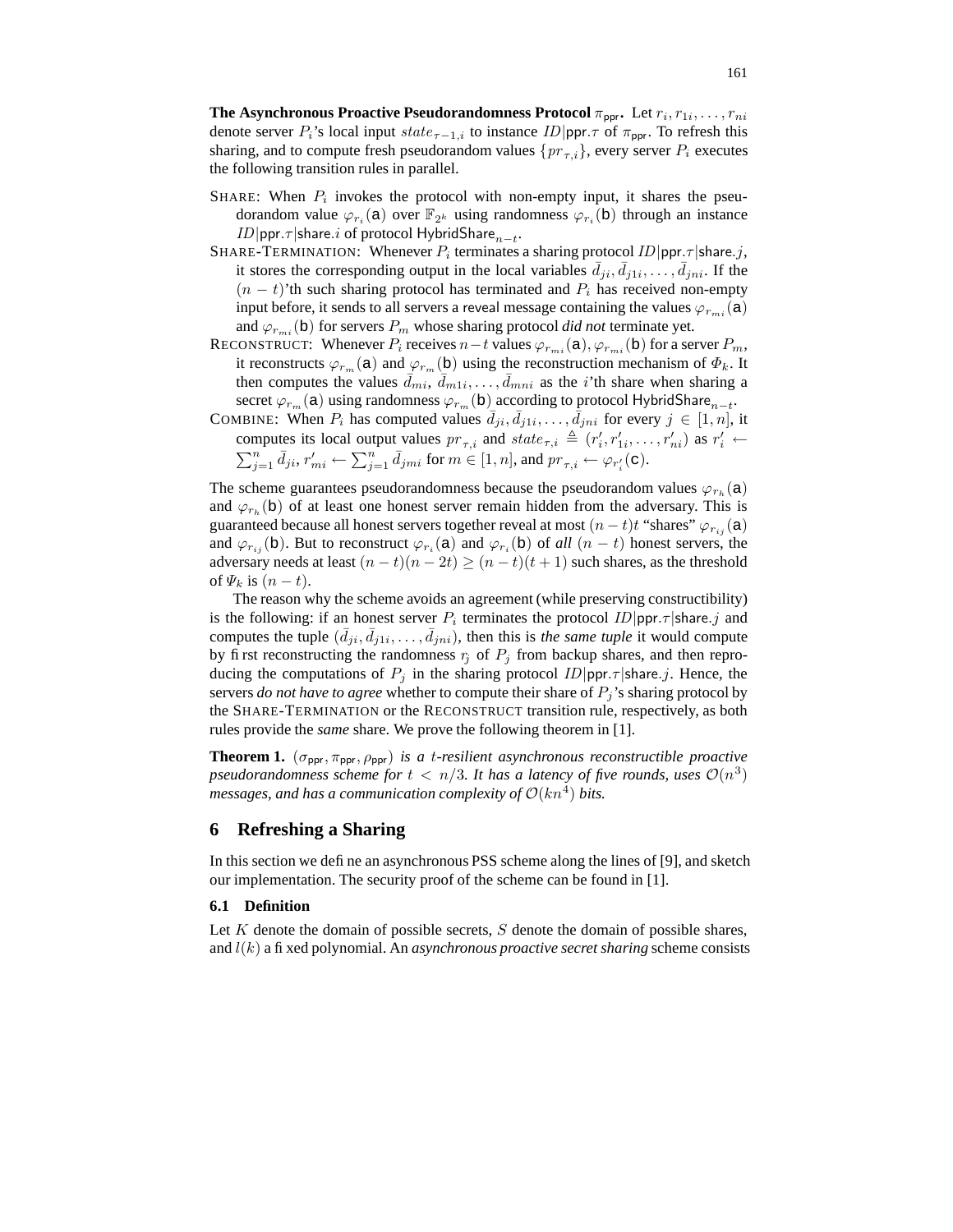**The Asynchronous Proactive Pseudorandomness Protocol** $\pi_{\mathsf{ppr}}$**.** Let $r_i, r_{1i}, \ldots, r_{ni}$ denote server $P_i$'s local input $state_{\tau-1,i}$ to instance $ID|\mathsf{ppr}.\tau$ of $\pi_{\mathsf{ppr}}$. To refresh this sharing, and to compute fresh pseudorandom values $\{pr_{\tau,i}\}$, every server $P_i$ executes the following transition rules in parallel.

- SHARE: When $P_i$ invokes the protocol with non-empty input, it shares the pseudorandom value $\varphi_{r_i}(\mathsf{a})$ over $\mathbb{F}_{2^k}$ using randomness $\varphi_{r_i}(\mathsf{b})$ through an instance $ID|\mathsf{ppr}.\tau|\mathsf{share}.i$ of protocol $\mathsf{HybridShare}_{n-t}$.
- SHARE-TERMINATION: Whenever $P_i$ terminates a sharing protocol $ID|\mathsf{ppr}.\tau|\mathsf{share}.j$, it stores the corresponding output in the local variables $\bar{d}_{ji}, \bar{d}_{j1i}, \ldots, \bar{d}_{jni}$. If the $(n-t)$'th such sharing protocol has terminated and $P_i$ has received non-empty input before, it sends to all servers a reveal message containing the values $\varphi_{r_{mi}}(\mathsf{a})$ and $\varphi_{r_{mi}}(\mathsf{b})$ for servers $P_m$ whose sharing protocol *did not* terminate yet.
- RECONSTRUCT: Whenever $P_i$ receives $n-t$ values $\varphi_{r_{mi}}(\mathsf{a}), \varphi_{r_{mi}}(\mathsf{b})$ for a server $P_m$, it reconstructs $\varphi_{r_m}(\mathsf{a})$ and $\varphi_{r_m}(\mathsf{b})$ using the reconstruction mechanism of $\Phi_k$. It then computes the values $\bar{d}_{mi}, \bar{d}_{m1i}, \ldots, \bar{d}_{mni}$ as the $i$'th share when sharing a secret $\varphi_{r_m}(\mathsf{a})$ using randomness $\varphi_{r_m}(\mathsf{b})$ according to protocol $\mathsf{HybridShare}_{n-t}$.
- COMBINE: When $P_i$ has computed values $\bar{d}_{ji}, \bar{d}_{j1i}, \ldots, \bar{d}_{jni}$ for every $j \in [1, n]$, it computes its local output values $pr_{\tau,i}$ and $state_{\tau,i} \triangleq (r'_i, r'_{1i}, \ldots, r'_{ni})$ as $r'_i \leftarrow \sum_{j=1}^{n} \bar{d}_{ji}$, $r'_{mi} \leftarrow \sum_{j=1}^{n} \bar{d}_{jmi}$ for $m \in [1, n]$, and $pr_{\tau,i} \leftarrow \varphi_{r'_i}(\mathsf{c})$.

The scheme guarantees pseudorandomness because the pseudorandom values $\varphi_{r_h}(\mathsf{a})$ and $\varphi_{r_h}(\mathsf{b})$ of at least one honest server remain hidden from the adversary. This is guaranteed because all honest servers together reveal at most $(n-t)t$ "shares" $\varphi_{r_{ij}}(\mathsf{a})$ and $\varphi_{r_{ij}}(\mathsf{b})$. But to reconstruct $\varphi_{r_i}(\mathsf{a})$ and $\varphi_{r_i}(\mathsf{b})$ of *all* $(n-t)$ honest servers, the adversary needs at least $(n-t)(n-2t) \geq (n-t)(t+1)$ such shares, as the threshold of $\Psi_k$ is $(n-t)$.

The reason why the scheme avoids an agreement (while preserving constructibility) is the following: if an honest server $P_i$ terminates the protocol $ID|\mathsf{ppr}.\tau|\mathsf{share}.j$ and computes the tuple $(\bar{d}_{ji}, \bar{d}_{j1i}, \ldots, \bar{d}_{jni})$, then this is *the same tuple* it would compute by first reconstructing the randomness $r_j$ of $P_j$ from backup shares, and then reproducing the computations of $P_j$ in the sharing protocol $ID|\mathsf{ppr}.\tau|\mathsf{share}.j$. Hence, the servers *do not have to agree* whether to compute their share of $P_j$'s sharing protocol by the SHARE-TERMINATION or the RECONSTRUCT transition rule, respectively, as both rules provide the *same* share. We prove the following theorem in [1].

**Theorem 1.** *$(\sigma_{\mathsf{ppr}}, \pi_{\mathsf{ppr}}, \rho_{\mathsf{ppr}})$ is a $t$-resilient asynchronous reconstructible proactive pseudorandomness scheme for $t < n/3$. It has a latency of five rounds, uses $\mathcal{O}(n^3)$ messages, and has a communication complexity of $\mathcal{O}(kn^4)$ bits.*

## 6 Refreshing a Sharing

In this section we define an asynchronous PSS scheme along the lines of [9], and sketch our implementation. The security proof of the scheme can be found in [1].

### 6.1 Definition

Let $K$ denote the domain of possible secrets, $S$ denote the domain of possible shares, and $l(k)$ a fixed polynomial. An *asynchronous proactive secret sharing* scheme consists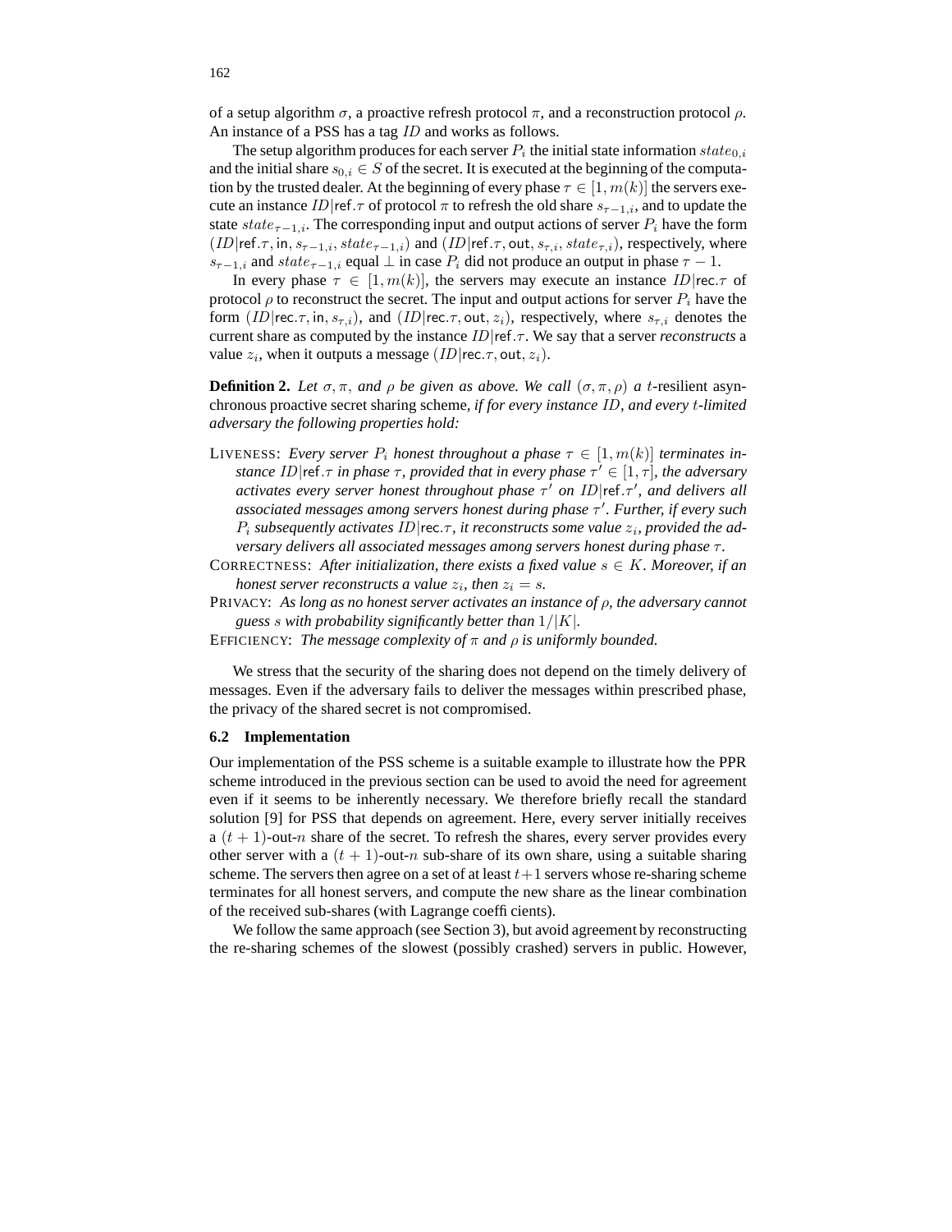of a setup algorithm $\sigma$, a proactive refresh protocol $\pi$, and a reconstruction protocol $\rho$. An instance of a PSS has a tag $ID$ and works as follows.

The setup algorithm produces for each server $P_i$ the initial state information $state_{0,i}$ and the initial share $s_{0,i} \in S$ of the secret. It is executed at the beginning of the computation by the trusted dealer. At the beginning of every phase $\tau \in [1, m(k)]$ the servers execute an instance $ID|\mathsf{ref}.\tau$ of protocol $\pi$ to refresh the old share $s_{\tau-1,i}$, and to update the state $state_{\tau-1,i}$. The corresponding input and output actions of server $P_i$ have the form $(ID|\mathsf{ref}.\tau, \mathsf{in}, s_{\tau-1,i}, state_{\tau-1,i})$ and $(ID|\mathsf{ref}.\tau, \mathsf{out}, s_{\tau,i}, state_{\tau,i})$, respectively, where $s_{\tau-1,i}$ and $state_{\tau-1,i}$ equal $\perp$ in case $P_i$ did not produce an output in phase $\tau - 1$.

In every phase $\tau \in [1, m(k)]$, the servers may execute an instance $ID|\mathsf{rec}.\tau$ of protocol $\rho$ to reconstruct the secret. The input and output actions for server $P_i$ have the form $(ID|\mathsf{rec}.\tau, \mathsf{in}, s_{\tau,i})$, and $(ID|\mathsf{rec}.\tau, \mathsf{out}, z_i)$, respectively, where $s_{\tau,i}$ denotes the current share as computed by the instance $ID|\mathsf{ref}.\tau$. We say that a server *reconstructs* a value $z_i$, when it outputs a message $(ID|\mathsf{rec}.\tau, \mathsf{out}, z_i)$.

**Definition 2.** *Let $\sigma, \pi$, and $\rho$ be given as above. We call $(\sigma, \pi, \rho)$ a* $t$-resilient asynchronous proactive secret sharing scheme, *if for every instance $ID$, and every $t$-limited adversary the following properties hold:*

- LIVENESS: *Every server $P_i$ honest throughout a phase $\tau \in [1, m(k)]$ terminates instance $ID|\mathsf{ref}.\tau$ in phase $\tau$, provided that in every phase $\tau' \in [1, \tau]$, the adversary activates every server honest throughout phase $\tau'$ on $ID|\mathsf{ref}.\tau'$, and delivers all associated messages among servers honest during phase $\tau'$. Further, if every such $P_i$ subsequently activates $ID|\mathsf{rec}.\tau$, it reconstructs some value $z_i$, provided the adversary delivers all associated messages among servers honest during phase $\tau$.*
- CORRECTNESS: *After initialization, there exists a fixed value $s \in K$. Moreover, if an honest server reconstructs a value $z_i$, then $z_i = s$.*
- PRIVACY: *As long as no honest server activates an instance of $\rho$, the adversary cannot guess $s$ with probability significantly better than $1/|K|$.*
- EFFICIENCY: *The message complexity of $\pi$ and $\rho$ is uniformly bounded.*

We stress that the security of the sharing does not depend on the timely delivery of messages. Even if the adversary fails to deliver the messages within prescribed phase, the privacy of the shared secret is not compromised.

### 6.2 Implementation

Our implementation of the PSS scheme is a suitable example to illustrate how the PPR scheme introduced in the previous section can be used to avoid the need for agreement even if it seems to be inherently necessary. We therefore briefly recall the standard solution [9] for PSS that depends on agreement. Here, every server initially receives a $(t+1)$-out-$n$ share of the secret. To refresh the shares, every server provides every other server with a $(t+1)$-out-$n$ sub-share of its own share, using a suitable sharing scheme. The servers then agree on a set of at least $t+1$ servers whose re-sharing scheme terminates for all honest servers, and compute the new share as the linear combination of the received sub-shares (with Lagrange coefficients).

We follow the same approach (see Section 3), but avoid agreement by reconstructing the re-sharing schemes of the slowest (possibly crashed) servers in public. However,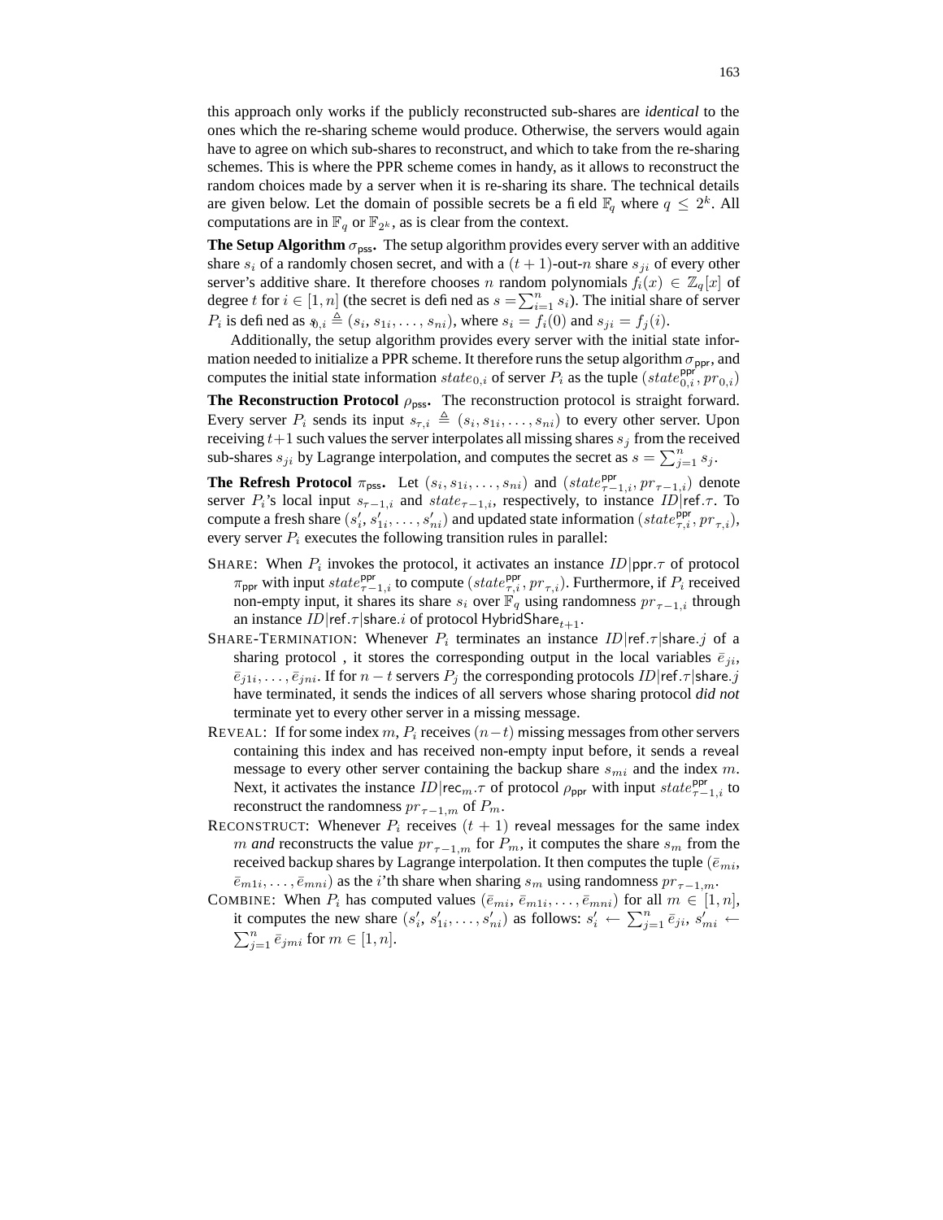this approach only works if the publicly reconstructed sub-shares are *identical* to the ones which the re-sharing scheme would produce. Otherwise, the servers would again have to agree on which sub-shares to reconstruct, and which to take from the re-sharing schemes. This is where the PPR scheme comes in handy, as it allows to reconstruct the random choices made by a server when it is re-sharing its share. The technical details are given below. Let the domain of possible secrets be a field $\mathbb{F}_q$ where $q \leq 2^k$. All computations are in $\mathbb{F}_q$ or $\mathbb{F}_{2^k}$, as is clear from the context.

**The Setup Algorithm $\sigma_{\mathsf{pss}}$.** The setup algorithm provides every server with an additive share $s_i$ of a randomly chosen secret, and with a $(t+1)$-out-$n$ share $s_{ji}$ of every other server's additive share. It therefore chooses $n$ random polynomials $f_i(x) \in \mathbb{Z}_q[x]$ of degree $t$ for $i \in [1, n]$ (the secret is defined as $s = \sum_{i=1}^{n} s_i$). The initial share of server $P_i$ is defined as $s_{0,i} \triangleq (s_i, s_{1i}, \ldots, s_{ni})$, where $s_i = f_i(0)$ and $s_{ji} = f_j(i)$.

Additionally, the setup algorithm provides every server with the initial state information needed to initialize a PPR scheme. It therefore runs the setup algorithm $\sigma_{\mathsf{ppr}}$, and computes the initial state information $state_{0,i}$ of server $P_i$ as the tuple $(state^{\mathsf{ppr}}_{0,i}, pr_{0,i})$

**The Reconstruction Protocol $\rho_{\mathsf{pss}}$.** The reconstruction protocol is straight forward. Every server $P_i$ sends its input $s_{\tau,i} \triangleq (s_i, s_{1i}, \ldots, s_{ni})$ to every other server. Upon receiving $t+1$ such values the server interpolates all missing shares $s_j$ from the received sub-shares $s_{ji}$ by Lagrange interpolation, and computes the secret as $s = \sum_{j=1}^{n} s_j$.

**The Refresh Protocol $\pi_{\mathsf{pss}}$.** Let $(s_i, s_{1i}, \ldots, s_{ni})$ and $(state^{\mathsf{ppr}}_{\tau-1,i}, pr_{\tau-1,i})$ denote server $P_i$'s local input $s_{\tau-1,i}$ and $state_{\tau-1,i}$, respectively, to instance $ID|\mathsf{ref}.\tau$. To compute a fresh share $(s'_i, s'_{1i}, \ldots, s'_{ni})$ and updated state information $(state^{\mathsf{ppr}}_{\tau,i}, pr_{\tau,i})$, every server $P_i$ executes the following transition rules in parallel:

- SHARE: When $P_i$ invokes the protocol, it activates an instance $ID|\mathsf{ppr}.\tau$ of protocol $\pi_{\mathsf{ppr}}$ with input $state^{\mathsf{ppr}}_{\tau-1,i}$ to compute $(state^{\mathsf{ppr}}_{\tau,i}, pr_{\tau,i})$. Furthermore, if $P_i$ received non-empty input, it shares its share $s_i$ over $\mathbb{F}_q$ using randomness $pr_{\tau-1,i}$ through an instance $ID|\mathsf{ref}.\tau|\mathsf{share}.i$ of protocol $\mathsf{HybridShare}_{t+1}$.
- SHARE-TERMINATION: Whenever $P_i$ terminates an instance $ID|\mathsf{ref}.\tau|\mathsf{share}.j$ of a sharing protocol , it stores the corresponding output in the local variables $\bar{e}_{ji}$, $\bar{e}_{j1i}, \ldots, \bar{e}_{jni}$. If for $n-t$ servers $P_j$ the corresponding protocols $ID|\mathsf{ref}.\tau|\mathsf{share}.j$ have terminated, it sends the indices of all servers whose sharing protocol *did not* terminate yet to every other server in a missing message.
- REVEAL: If for some index $m$, $P_i$ receives $(n-t)$ missing messages from other servers containing this index and has received non-empty input before, it sends a reveal message to every other server containing the backup share $s_{mi}$ and the index $m$. Next, it activates the instance $ID|\mathsf{rec}_m.\tau$ of protocol $\rho_{\mathsf{ppr}}$ with input $state^{\mathsf{ppr}}_{\tau-1,i}$ to reconstruct the randomness $pr_{\tau-1,m}$ of $P_m$.
- RECONSTRUCT: Whenever $P_i$ receives $(t+1)$ reveal messages for the same index $m$ *and* reconstructs the value $pr_{\tau-1,m}$ for $P_m$, it computes the share $s_m$ from the received backup shares by Lagrange interpolation. It then computes the tuple $(\bar{e}_{mi}, \bar{e}_{m1i}, \ldots, \bar{e}_{mni})$ as the $i$'th share when sharing $s_m$ using randomness $pr_{\tau-1,m}$.
- COMBINE: When $P_i$ has computed values $(\bar{e}_{mi}, \bar{e}_{m1i}, \ldots, \bar{e}_{mni})$ for all $m \in [1, n]$, it computes the new share $(s'_i, s'_{1i}, \ldots, s'_{ni})$ as follows: $s'_i \leftarrow \sum_{j=1}^{n} \bar{e}_{ji}$, $s'_{mi} \leftarrow \sum_{j=1}^{n} \bar{e}_{jmi}$ for $m \in [1, n]$.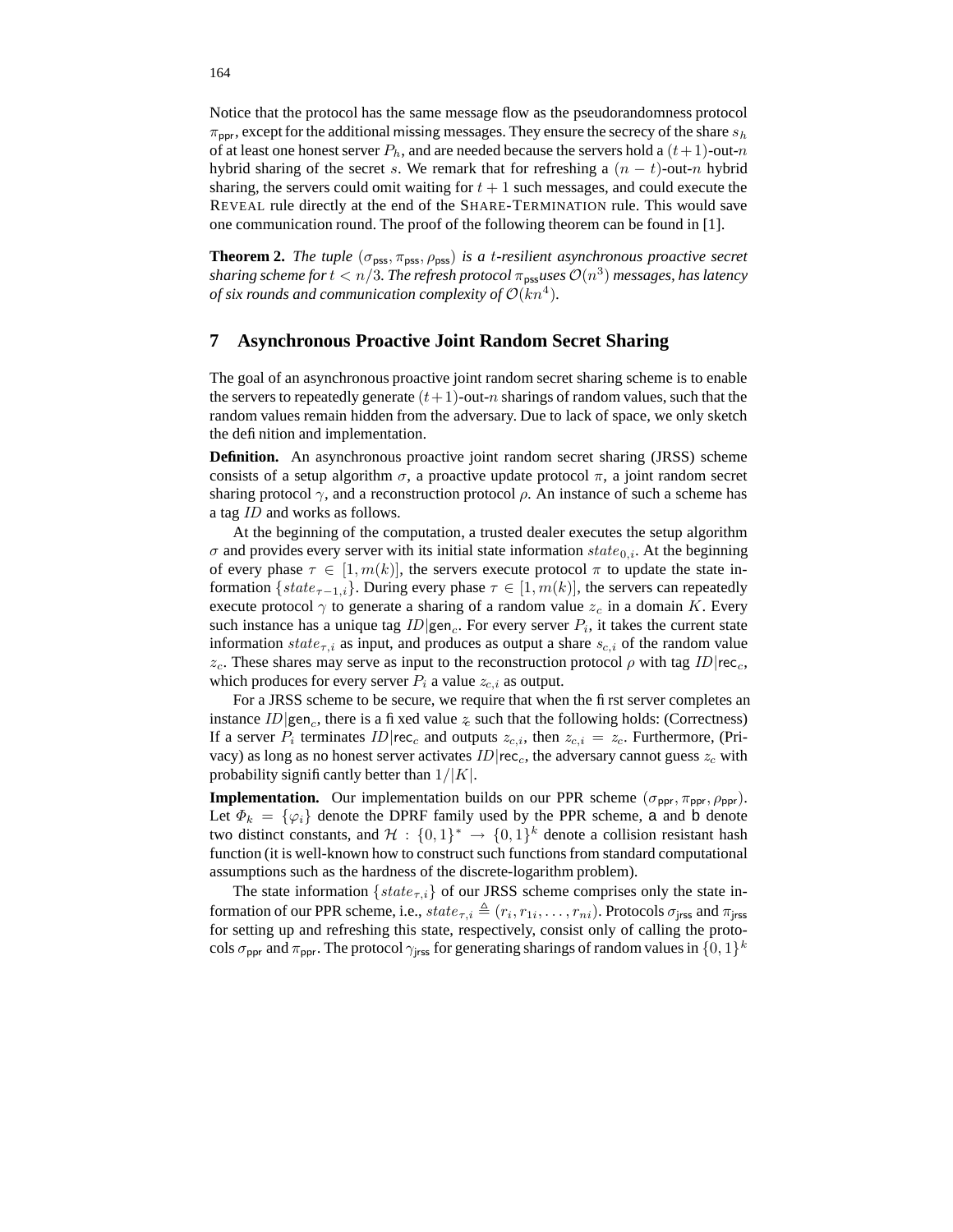Notice that the protocol has the same message flow as the pseudorandomness protocol $\pi_{\mathsf{ppr}}$, except for the additional missing messages. They ensure the secrecy of the share $s_h$ of at least one honest server $P_h$, and are needed because the servers hold a $(t+1)$-out-$n$ hybrid sharing of the secret $s$. We remark that for refreshing a $(n-t)$-out-$n$ hybrid sharing, the servers could omit waiting for $t+1$ such messages, and could execute the REVEAL rule directly at the end of the SHARE-TERMINATION rule. This would save one communication round. The proof of the following theorem can be found in [1].

**Theorem 2.** *The tuple $(\sigma_{\mathsf{pss}}, \pi_{\mathsf{pss}}, \rho_{\mathsf{pss}})$ is a $t$-resilient asynchronous proactive secret sharing scheme for $t < n/3$. The refresh protocol $\pi_{\mathsf{pss}}$ uses $\mathcal{O}(n^3)$ messages, has latency of six rounds and communication complexity of $\mathcal{O}(kn^4)$.*

## 7 Asynchronous Proactive Joint Random Secret Sharing

The goal of an asynchronous proactive joint random secret sharing scheme is to enable the servers to repeatedly generate $(t+1)$-out-$n$ sharings of random values, such that the random values remain hidden from the adversary. Due to lack of space, we only sketch the definition and implementation.

**Definition.** An asynchronous proactive joint random secret sharing (JRSS) scheme consists of a setup algorithm $\sigma$, a proactive update protocol $\pi$, a joint random secret sharing protocol $\gamma$, and a reconstruction protocol $\rho$. An instance of such a scheme has a tag $ID$ and works as follows.

At the beginning of the computation, a trusted dealer executes the setup algorithm $\sigma$ and provides every server with its initial state information $state_{0,i}$. At the beginning of every phase $\tau \in [1, m(k)]$, the servers execute protocol $\pi$ to update the state information $\{state_{\tau-1,i}\}$. During every phase $\tau \in [1, m(k)]$, the servers can repeatedly execute protocol $\gamma$ to generate a sharing of a random value $z_c$ in a domain $K$. Every such instance has a unique tag $ID|\mathsf{gen}_c$. For every server $P_i$, it takes the current state information $state_{\tau,i}$ as input, and produces as output a share $s_{c,i}$ of the random value $z_c$. These shares may serve as input to the reconstruction protocol $\rho$ with tag $ID|\mathsf{rec}_c$, which produces for every server $P_i$ a value $z_{c,i}$ as output.

For a JRSS scheme to be secure, we require that when the first server completes an instance $ID|\mathsf{gen}_c$, there is a fixed value $z$ such that the following holds: (Correctness) If a server $P_i$ terminates $ID|\mathsf{rec}_c$ and outputs $z_{c,i}$, then $z_{c,i} = z_c$. Furthermore, (Privacy) as long as no honest server activates $ID|\mathsf{rec}_c$, the adversary cannot guess $z_c$ with probability significantly better than $1/|K|$.

**Implementation.** Our implementation builds on our PPR scheme $(\sigma_{\mathsf{ppr}}, \pi_{\mathsf{ppr}}, \rho_{\mathsf{ppr}})$. Let $\Phi_k = \{\varphi_i\}$ denote the DPRF family used by the PPR scheme, $\mathsf{a}$ and $\mathsf{b}$ denote two distinct constants, and $\mathcal{H} : \{0,1\}^* \to \{0,1\}^k$ denote a collision resistant hash function (it is well-known how to construct such functions from standard computational assumptions such as the hardness of the discrete-logarithm problem).

The state information $\{state_{\tau,i}\}$ of our JRSS scheme comprises only the state information of our PPR scheme, i.e., $state_{\tau,i} \triangleq (r_i, r_{1i}, \ldots, r_{ni})$. Protocols $\sigma_{\mathsf{jrss}}$ and $\pi_{\mathsf{jrss}}$ for setting up and refreshing this state, respectively, consist only of calling the protocols $\sigma_{\mathsf{ppr}}$ and $\pi_{\mathsf{ppr}}$. The protocol $\gamma_{\mathsf{jrss}}$ for generating sharings of random values in $\{0,1\}^k$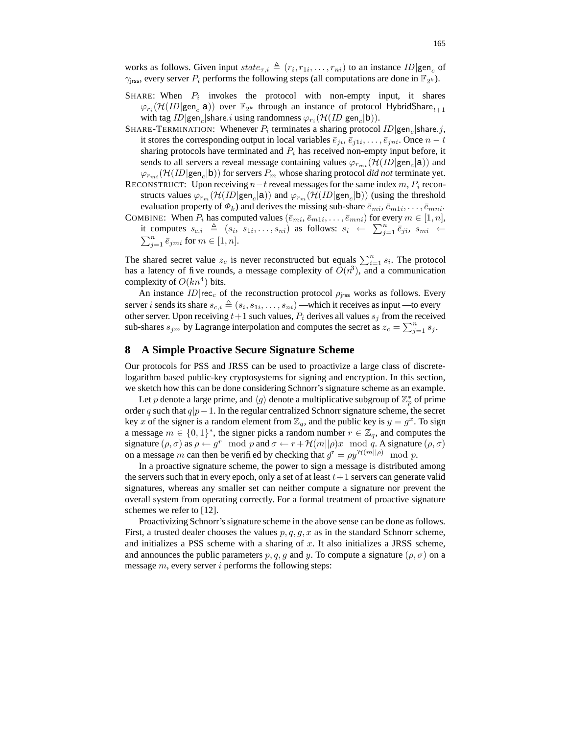works as follows. Given input $state_{\tau,i} \triangleq (r_i, r_{1i}, \ldots, r_{ni})$ to an instance $ID|\mathsf{gen}_c$ of $\gamma_{\mathsf{jrss}}$, every server $P_i$ performs the following steps (all computations are done in $\mathbb{F}_{2^k}$).

SHARE: When $P_i$ invokes the protocol with non-empty input, it shares $\varphi_{r_i}(\mathcal{H}(ID|\mathsf{gen}_c|\mathsf{a}))$ over $\mathbb{F}_{2^k}$ through an instance of protocol $\mathsf{HybridShare}_{t+1}$ with tag $ID|\mathsf{gen}_c|\mathsf{share}.i$ using randomness $\varphi_{r_i}(\mathcal{H}(ID|\mathsf{gen}_c|\mathsf{b}))$.

SHARE-TERMINATION: Whenever $P_i$ terminates a sharing protocol $ID|\mathsf{gen}_c|\mathsf{share}.j$, it stores the corresponding output in local variables $\bar{e}_{ji}, \bar{e}_{j1i}, \ldots, \bar{e}_{jni}$. Once $n-t$ sharing protocols have terminated and $P_i$ has received non-empty input before, it sends to all servers a reveal message containing values $\varphi_{r_{mi}}(\mathcal{H}(ID|\mathsf{gen}_c|\mathsf{a}))$ and $\varphi_{r_{mi}}(\mathcal{H}(ID|\mathsf{gen}_c|\mathsf{b}))$ for servers $P_m$ whose sharing protocol *did not* terminate yet.

RECONSTRUCT: Upon receiving $n-t$ reveal messages for the same index $m$, $P_i$ reconstructs values $\varphi_{r_m}(\mathcal{H}(ID|\mathsf{gen}_c|\mathsf{a}))$ and $\varphi_{r_m}(\mathcal{H}(ID|\mathsf{gen}_c|\mathsf{b}))$ (using the threshold evaluation property of $\Phi_k$) and derives the missing sub-share $\bar{e}_{mi}, \bar{e}_{m1i}, \ldots, \bar{e}_{mni}$.

COMBINE: When $P_i$ has computed values $(\bar{e}_{mi}, \bar{e}_{m1i}, \ldots, \bar{e}_{mni})$ for every $m \in [1, n]$, it computes $s_{c,i} \triangleq (s_i, s_{1i}, \ldots, s_{ni})$ as follows: $s_i \leftarrow \sum_{j=1}^{n} \bar{e}_{ji}$, $s_{mi} \leftarrow \sum_{j=1}^{n} \bar{e}_{jmi}$ for $m \in [1, n]$.

The shared secret value $z_c$ is never reconstructed but equals $\sum_{i=1}^{n} s_i$. The protocol has a latency of five rounds, a message complexity of $O(n^3)$, and a communication complexity of $O(kn^4)$ bits.

An instance $ID|\mathsf{rec}_c$ of the reconstruction protocol $\rho_{\mathsf{jrss}}$ works as follows. Every server $i$ sends its share $s_{c,i} \triangleq (s_i, s_{1i}, \ldots, s_{ni})$ —which it receives as input —to every other server. Upon receiving $t+1$ such values, $P_i$ derives all values $s_j$ from the received sub-shares $s_{jm}$ by Lagrange interpolation and computes the secret as $z_c = \sum_{j=1}^{n} s_j$.

## 8 A Simple Proactive Secure Signature Scheme

Our protocols for PSS and JRSS can be used to proactivize a large class of discrete-logarithm based public-key cryptosystems for signing and encryption. In this section, we sketch how this can be done considering Schnorr's signature scheme as an example.

Let $p$ denote a large prime, and $\langle g \rangle$ denote a multiplicative subgroup of $\mathbb{Z}_p^*$ of prime order $q$ such that $q|p-1$. In the regular centralized Schnorr signature scheme, the secret key $x$ of the signer is a random element from $\mathbb{Z}_q$, and the public key is $y = g^x$. To sign a message $m \in \{0,1\}^*$, the signer picks a random number $r \in \mathbb{Z}_q$, and computes the signature $(\rho, \sigma)$ as $\rho \leftarrow g^r \mod p$ and $\sigma \leftarrow r + \mathcal{H}(m||\rho)x \mod q$. A signature $(\rho, \sigma)$ on a message $m$ can then be verified by checking that $g^\sigma = \rho y^{\mathcal{H}(m||\rho)} \mod p$.

In a proactive signature scheme, the power to sign a message is distributed among the servers such that in every epoch, only a set of at least $t+1$ servers can generate valid signatures, whereas any smaller set can neither compute a signature nor prevent the overall system from operating correctly. For a formal treatment of proactive signature schemes we refer to [12].

Proactivizing Schnorr's signature scheme in the above sense can be done as follows. First, a trusted dealer chooses the values $p, q, g, x$ as in the standard Schnorr scheme, and initializes a PSS scheme with a sharing of $x$. It also initializes a JRSS scheme, and announces the public parameters $p, q, g$ and $y$. To compute a signature $(\rho, \sigma)$ on a message $m$, every server $i$ performs the following steps: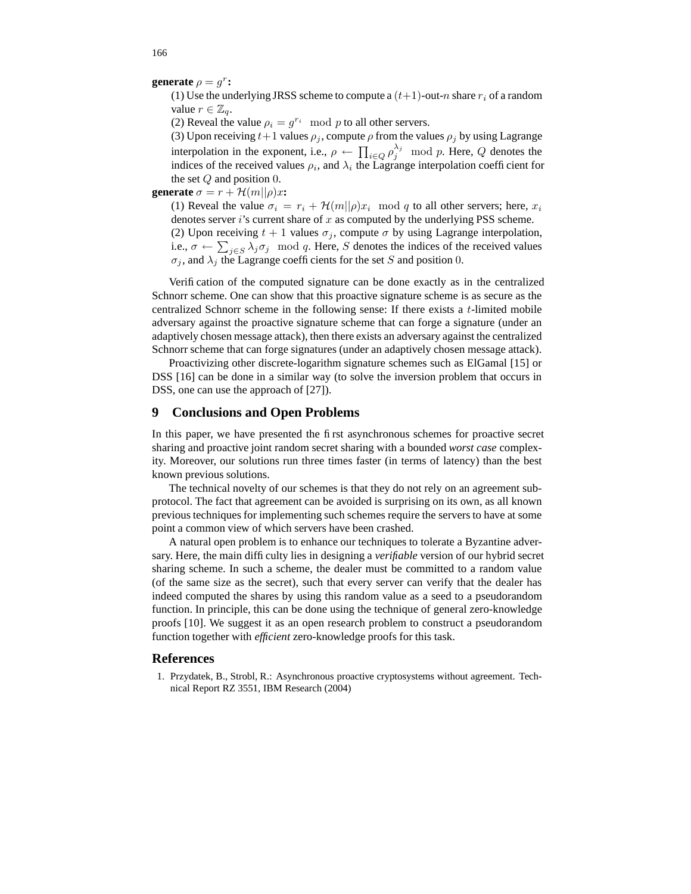**generate** $\rho = g^r$**:**

(1) Use the underlying JRSS scheme to compute a $(t+1)$-out-$n$ share $r_i$ of a random value $r \in \mathbb{Z}_q$.
(2) Reveal the value $\rho_i = g^{r_i} \mod p$ to all other servers.
(3) Upon receiving $t+1$ values $\rho_j$, compute $\rho$ from the values $\rho_j$ by using Lagrange interpolation in the exponent, i.e., $\rho \leftarrow \prod_{i \in Q} \rho_j^{\lambda_j} \mod p$. Here, $Q$ denotes the indices of the received values $\rho_i$, and $\lambda_i$ the Lagrange interpolation coefficient for the set $Q$ and position $0$.

**generate** $\sigma = r + \mathcal{H}(m||\rho)x$**:**

(1) Reveal the value $\sigma_i = r_i + \mathcal{H}(m||\rho)x_i \mod q$ to all other servers; here, $x_i$ denotes server $i$'s current share of $x$ as computed by the underlying PSS scheme.
(2) Upon receiving $t+1$ values $\sigma_j$, compute $\sigma$ by using Lagrange interpolation, i.e., $\sigma \leftarrow \sum_{j \in S} \lambda_j \sigma_j \mod q$. Here, $S$ denotes the indices of the received values $\sigma_j$, and $\lambda_j$ the Lagrange coefficients for the set $S$ and position $0$.

Verification of the computed signature can be done exactly as in the centralized Schnorr scheme. One can show that this proactive signature scheme is as secure as the centralized Schnorr scheme in the following sense: If there exists a $t$-limited mobile adversary against the proactive signature scheme that can forge a signature (under an adaptively chosen message attack), then there exists an adversary against the centralized Schnorr scheme that can forge signatures (under an adaptively chosen message attack).

Proactivizing other discrete-logarithm signature schemes such as ElGamal [15] or DSS [16] can be done in a similar way (to solve the inversion problem that occurs in DSS, one can use the approach of [27]).

## 9 Conclusions and Open Problems

In this paper, we have presented the first asynchronous schemes for proactive secret sharing and proactive joint random secret sharing with a bounded *worst case* complexity. Moreover, our solutions run three times faster (in terms of latency) than the best known previous solutions.

The technical novelty of our schemes is that they do not rely on an agreement sub-protocol. The fact that agreement can be avoided is surprising on its own, as all known previous techniques for implementing such schemes require the servers to have at some point a common view of which servers have been crashed.

A natural open problem is to enhance our techniques to tolerate a Byzantine adversary. Here, the main difficulty lies in designing a *verifiable* version of our hybrid secret sharing scheme. In such a scheme, the dealer must be committed to a random value (of the same size as the secret), such that every server can verify that the dealer has indeed computed the shares by using this random value as a seed to a pseudorandom function. In principle, this can be done using the technique of general zero-knowledge proofs [10]. We suggest it as an open research problem to construct a pseudorandom function together with *efficient* zero-knowledge proofs for this task.

## References

1. Przydatek, B., Strobl, R.: Asynchronous proactive cryptosystems without agreement. Technical Report RZ 3551, IBM Research (2004)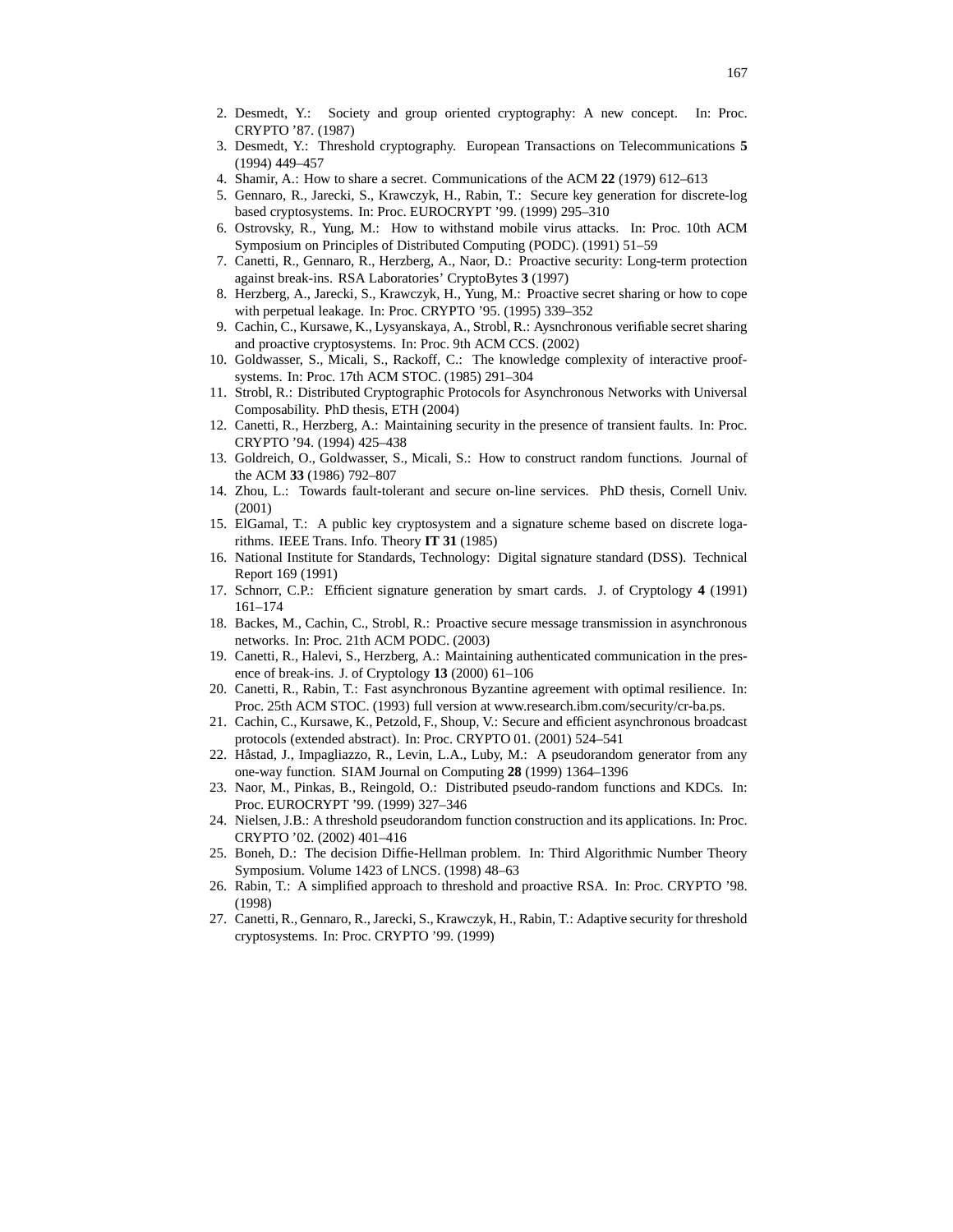2. Desmedt, Y.: Society and group oriented cryptography: A new concept. In: Proc. CRYPTO ’87. (1987)
3. Desmedt, Y.: Threshold cryptography. European Transactions on Telecommunications **5** (1994) 449–457
4. Shamir, A.: How to share a secret. Communications of the ACM **22** (1979) 612–613
5. Gennaro, R., Jarecki, S., Krawczyk, H., Rabin, T.: Secure key generation for discrete-log based cryptosystems. In: Proc. EUROCRYPT ’99. (1999) 295–310
6. Ostrovsky, R., Yung, M.: How to withstand mobile virus attacks. In: Proc. 10th ACM Symposium on Principles of Distributed Computing (PODC). (1991) 51–59
7. Canetti, R., Gennaro, R., Herzberg, A., Naor, D.: Proactive security: Long-term protection against break-ins. RSA Laboratories’ CryptoBytes **3** (1997)
8. Herzberg, A., Jarecki, S., Krawczyk, H., Yung, M.: Proactive secret sharing or how to cope with perpetual leakage. In: Proc. CRYPTO ’95. (1995) 339–352
9. Cachin, C., Kursawe, K., Lysyanskaya, A., Strobl, R.: Aysnchronous verifiable secret sharing and proactive cryptosystems. In: Proc. 9th ACM CCS. (2002)
10. Goldwasser, S., Micali, S., Rackoff, C.: The knowledge complexity of interactive proof-systems. In: Proc. 17th ACM STOC. (1985) 291–304
11. Strobl, R.: Distributed Cryptographic Protocols for Asynchronous Networks with Universal Composability. PhD thesis, ETH (2004)
12. Canetti, R., Herzberg, A.: Maintaining security in the presence of transient faults. In: Proc. CRYPTO ’94. (1994) 425–438
13. Goldreich, O., Goldwasser, S., Micali, S.: How to construct random functions. Journal of the ACM **33** (1986) 792–807
14. Zhou, L.: Towards fault-tolerant and secure on-line services. PhD thesis, Cornell Univ. (2001)
15. ElGamal, T.: A public key cryptosystem and a signature scheme based on discrete logarithms. IEEE Trans. Info. Theory **IT 31** (1985)
16. National Institute for Standards, Technology: Digital signature standard (DSS). Technical Report 169 (1991)
17. Schnorr, C.P.: Efficient signature generation by smart cards. J. of Cryptology **4** (1991) 161–174
18. Backes, M., Cachin, C., Strobl, R.: Proactive secure message transmission in asynchronous networks. In: Proc. 21th ACM PODC. (2003)
19. Canetti, R., Halevi, S., Herzberg, A.: Maintaining authenticated communication in the presence of break-ins. J. of Cryptology **13** (2000) 61–106
20. Canetti, R., Rabin, T.: Fast asynchronous Byzantine agreement with optimal resilience. In: Proc. 25th ACM STOC. (1993) full version at www.research.ibm.com/security/cr-ba.ps.
21. Cachin, C., Kursawe, K., Petzold, F., Shoup, V.: Secure and efficient asynchronous broadcast protocols (extended abstract). In: Proc. CRYPTO 01. (2001) 524–541
22. Håstad, J., Impagliazzo, R., Levin, L.A., Luby, M.: A pseudorandom generator from any one-way function. SIAM Journal on Computing **28** (1999) 1364–1396
23. Naor, M., Pinkas, B., Reingold, O.: Distributed pseudo-random functions and KDCs. In: Proc. EUROCRYPT ’99. (1999) 327–346
24. Nielsen, J.B.: A threshold pseudorandom function construction and its applications. In: Proc. CRYPTO ’02. (2002) 401–416
25. Boneh, D.: The decision Diffie-Hellman problem. In: Third Algorithmic Number Theory Symposium. Volume 1423 of LNCS. (1998) 48–63
26. Rabin, T.: A simplified approach to threshold and proactive RSA. In: Proc. CRYPTO ’98. (1998)
27. Canetti, R., Gennaro, R., Jarecki, S., Krawczyk, H., Rabin, T.: Adaptive security for threshold cryptosystems. In: Proc. CRYPTO ’99. (1999)